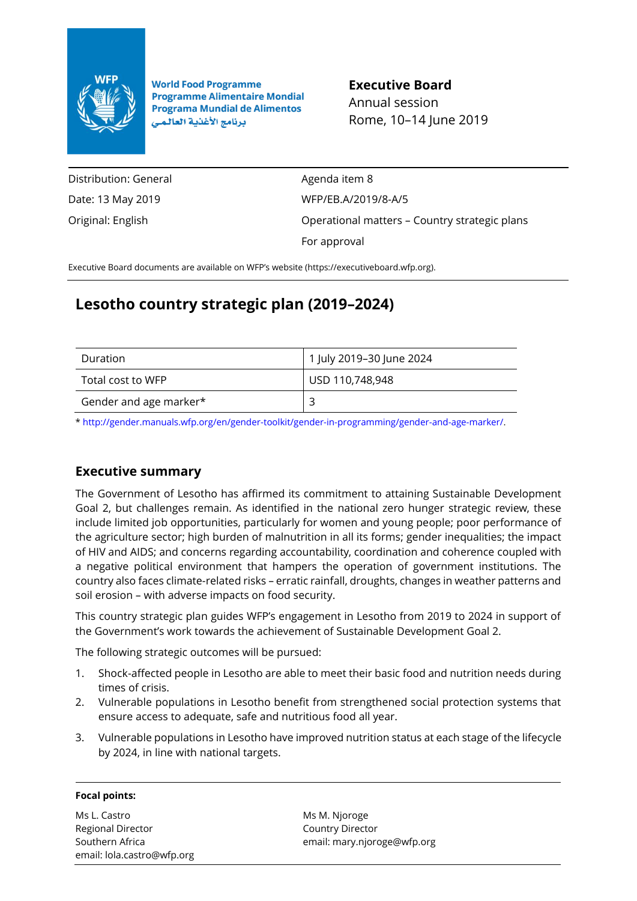World Food Programme
Programme Alimentaire Mondial
Programa Mundial de Alimentos
برنامج الأغذية العالمي

**Executive Board**
Annual session
Rome, 10–14 June 2019

| | |
|---|---|
| Distribution: General | Agenda item 8 |
| Date: 13 May 2019 | WFP/EB.A/2019/8-A/5 |
| Original: English | Operational matters – Country strategic plans |
| | For approval |

Executive Board documents are available on WFP's website (https://executiveboard.wfp.org).

# Lesotho country strategic plan (2019–2024)

| | |
|---|---|
| Duration | 1 July 2019–30 June 2024 |
| Total cost to WFP | USD 110,748,948 |
| Gender and age marker* | 3 |

* http://gender.manuals.wfp.org/en/gender-toolkit/gender-in-programming/gender-and-age-marker/.

## Executive summary

The Government of Lesotho has affirmed its commitment to attaining Sustainable Development Goal 2, but challenges remain. As identified in the national zero hunger strategic review, these include limited job opportunities, particularly for women and young people; poor performance of the agriculture sector; high burden of malnutrition in all its forms; gender inequalities; the impact of HIV and AIDS; and concerns regarding accountability, coordination and coherence coupled with a negative political environment that hampers the operation of government institutions. The country also faces climate-related risks – erratic rainfall, droughts, changes in weather patterns and soil erosion – with adverse impacts on food security.

This country strategic plan guides WFP's engagement in Lesotho from 2019 to 2024 in support of the Government's work towards the achievement of Sustainable Development Goal 2.

The following strategic outcomes will be pursued:

1. Shock-affected people in Lesotho are able to meet their basic food and nutrition needs during times of crisis.
2. Vulnerable populations in Lesotho benefit from strengthened social protection systems that ensure access to adequate, safe and nutritious food all year.
3. Vulnerable populations in Lesotho have improved nutrition status at each stage of the lifecycle by 2024, in line with national targets.

**Focal points:**

Ms L. Castro
Regional Director
Southern Africa
email: lola.castro@wfp.org

Ms M. Njoroge
Country Director
email: mary.njoroge@wfp.org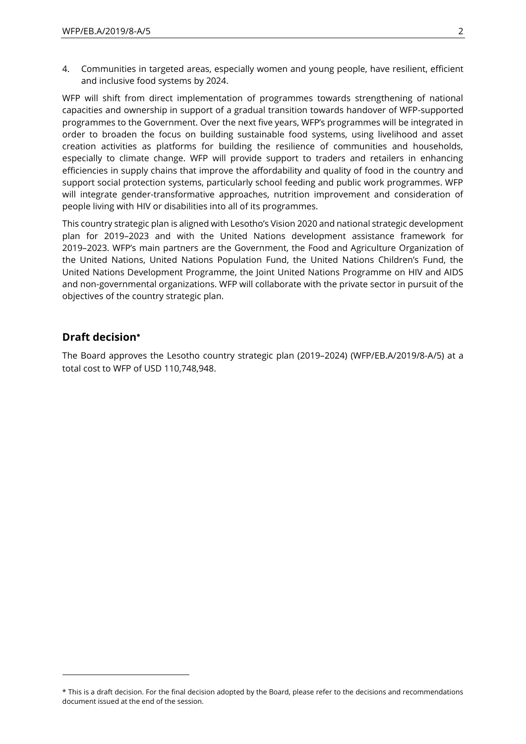4. Communities in targeted areas, especially women and young people, have resilient, efficient and inclusive food systems by 2024.

WFP will shift from direct implementation of programmes towards strengthening of national capacities and ownership in support of a gradual transition towards handover of WFP-supported programmes to the Government. Over the next five years, WFP's programmes will be integrated in order to broaden the focus on building sustainable food systems, using livelihood and asset creation activities as platforms for building the resilience of communities and households, especially to climate change. WFP will provide support to traders and retailers in enhancing efficiencies in supply chains that improve the affordability and quality of food in the country and support social protection systems, particularly school feeding and public work programmes. WFP will integrate gender-transformative approaches, nutrition improvement and consideration of people living with HIV or disabilities into all of its programmes.

This country strategic plan is aligned with Lesotho's Vision 2020 and national strategic development plan for 2019–2023 and with the United Nations development assistance framework for 2019–2023. WFP's main partners are the Government, the Food and Agriculture Organization of the United Nations, United Nations Population Fund, the United Nations Children's Fund, the United Nations Development Programme, the Joint United Nations Programme on HIV and AIDS and non-governmental organizations. WFP will collaborate with the private sector in pursuit of the objectives of the country strategic plan.

## Draft decision*

The Board approves the Lesotho country strategic plan (2019–2024) (WFP/EB.A/2019/8-A/5) at a total cost to WFP of USD 110,748,948.

* This is a draft decision. For the final decision adopted by the Board, please refer to the decisions and recommendations document issued at the end of the session.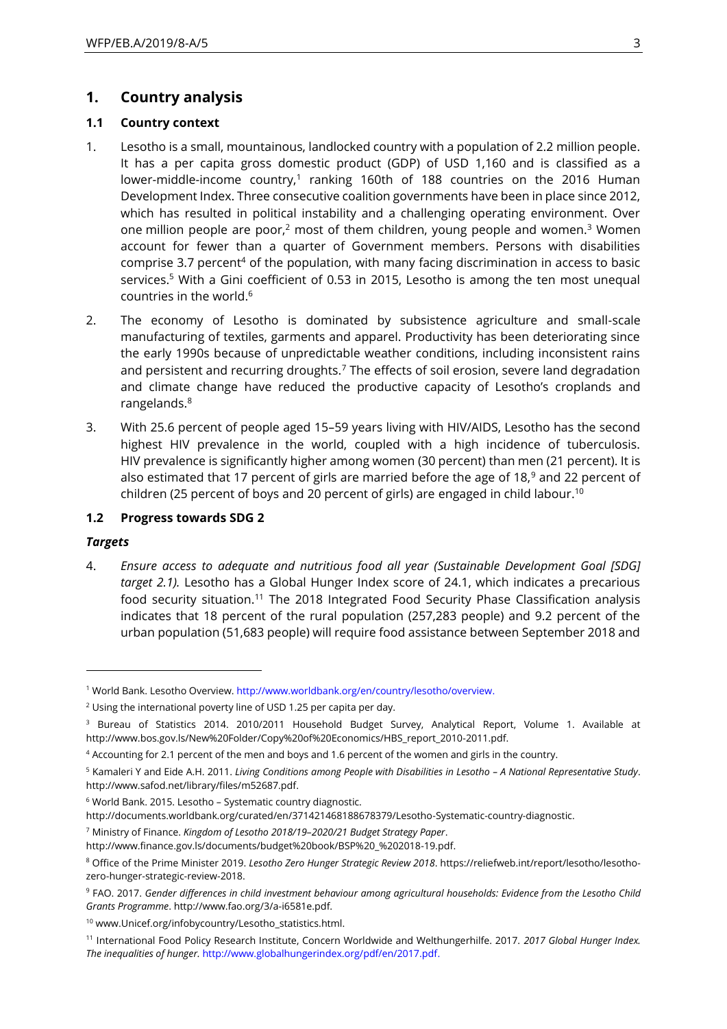## 1. Country analysis

### 1.1 Country context

1. Lesotho is a small, mountainous, landlocked country with a population of 2.2 million people. It has a per capita gross domestic product (GDP) of USD 1,160 and is classified as a lower-middle-income country,[1] ranking 160th of 188 countries on the 2016 Human Development Index. Three consecutive coalition governments have been in place since 2012, which has resulted in political instability and a challenging operating environment. Over one million people are poor,[2] most of them children, young people and women.[3] Women account for fewer than a quarter of Government members. Persons with disabilities comprise 3.7 percent[4] of the population, with many facing discrimination in access to basic services.[5] With a Gini coefficient of 0.53 in 2015, Lesotho is among the ten most unequal countries in the world.[6]

2. The economy of Lesotho is dominated by subsistence agriculture and small-scale manufacturing of textiles, garments and apparel. Productivity has been deteriorating since the early 1990s because of unpredictable weather conditions, including inconsistent rains and persistent and recurring droughts.[7] The effects of soil erosion, severe land degradation and climate change have reduced the productive capacity of Lesotho's croplands and rangelands.[8]

3. With 25.6 percent of people aged 15–59 years living with HIV/AIDS, Lesotho has the second highest HIV prevalence in the world, coupled with a high incidence of tuberculosis. HIV prevalence is significantly higher among women (30 percent) than men (21 percent). It is also estimated that 17 percent of girls are married before the age of 18,[9] and 22 percent of children (25 percent of boys and 20 percent of girls) are engaged in child labour.[10]

### 1.2 Progress towards SDG 2

***Targets***

4. *Ensure access to adequate and nutritious food all year (Sustainable Development Goal [SDG] target 2.1).* Lesotho has a Global Hunger Index score of 24.1, which indicates a precarious food security situation.[11] The 2018 Integrated Food Security Phase Classification analysis indicates that 18 percent of the rural population (257,283 people) and 9.2 percent of the urban population (51,683 people) will require food assistance between September 2018 and

---

[1] World Bank. Lesotho Overview. http://www.worldbank.org/en/country/lesotho/overview.

[2] Using the international poverty line of USD 1.25 per capita per day.

[3] Bureau of Statistics 2014. 2010/2011 Household Budget Survey, Analytical Report, Volume 1. Available at http://www.bos.gov.ls/New%20Folder/Copy%20of%20Economics/HBS_report_2010-2011.pdf.

[4] Accounting for 2.1 percent of the men and boys and 1.6 percent of the women and girls in the country.

[5] Kamaleri Y and Eide A.H. 2011. *Living Conditions among People with Disabilities in Lesotho – A National Representative Study*. http://www.safod.net/library/files/m52687.pdf.

[6] World Bank. 2015. Lesotho – Systematic country diagnostic. http://documents.worldbank.org/curated/en/371421468188678379/Lesotho-Systematic-country-diagnostic.

[7] Ministry of Finance. *Kingdom of Lesotho 2018/19–2020/21 Budget Strategy Paper*. http://www.finance.gov.ls/documents/budget%20book/BSP%20_%202018-19.pdf.

[8] Office of the Prime Minister 2019. *Lesotho Zero Hunger Strategic Review 2018*. https://reliefweb.int/report/lesotho/lesotho-zero-hunger-strategic-review-2018.

[9] FAO. 2017. *Gender differences in child investment behaviour among agricultural households: Evidence from the Lesotho Child Grants Programme*. http://www.fao.org/3/a-i6581e.pdf.

[10] www.Unicef.org/infobycountry/Lesotho_statistics.html.

[11] International Food Policy Research Institute, Concern Worldwide and Welthungerhilfe. 2017. *2017 Global Hunger Index. The inequalities of hunger*. http://www.globalhungerindex.org/pdf/en/2017.pdf.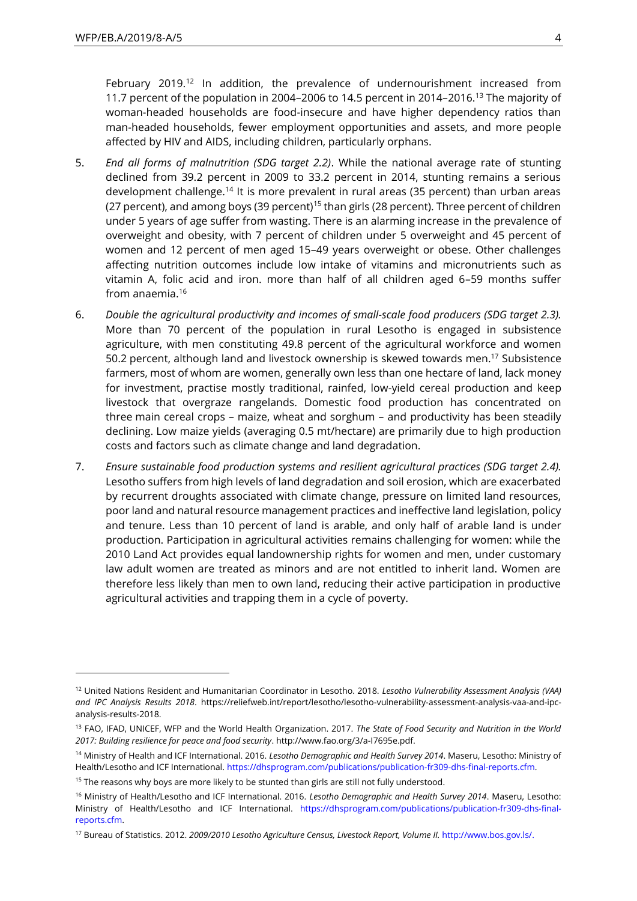February 2019.[12] In addition, the prevalence of undernourishment increased from 11.7 percent of the population in 2004–2006 to 14.5 percent in 2014–2016.[13] The majority of woman-headed households are food-insecure and have higher dependency ratios than man-headed households, fewer employment opportunities and assets, and more people affected by HIV and AIDS, including children, particularly orphans.

5. *End all forms of malnutrition (SDG target 2.2)*. While the national average rate of stunting declined from 39.2 percent in 2009 to 33.2 percent in 2014, stunting remains a serious development challenge.[14] It is more prevalent in rural areas (35 percent) than urban areas (27 percent), and among boys (39 percent)[15] than girls (28 percent). Three percent of children under 5 years of age suffer from wasting. There is an alarming increase in the prevalence of overweight and obesity, with 7 percent of children under 5 overweight and 45 percent of women and 12 percent of men aged 15–49 years overweight or obese. Other challenges affecting nutrition outcomes include low intake of vitamins and micronutrients such as vitamin A, folic acid and iron. more than half of all children aged 6–59 months suffer from anaemia.[16]

6. *Double the agricultural productivity and incomes of small-scale food producers (SDG target 2.3).* More than 70 percent of the population in rural Lesotho is engaged in subsistence agriculture, with men constituting 49.8 percent of the agricultural workforce and women 50.2 percent, although land and livestock ownership is skewed towards men.[17] Subsistence farmers, most of whom are women, generally own less than one hectare of land, lack money for investment, practise mostly traditional, rainfed, low-yield cereal production and keep livestock that overgraze rangelands. Domestic food production has concentrated on three main cereal crops – maize, wheat and sorghum – and productivity has been steadily declining. Low maize yields (averaging 0.5 mt/hectare) are primarily due to high production costs and factors such as climate change and land degradation.

7. *Ensure sustainable food production systems and resilient agricultural practices (SDG target 2.4).* Lesotho suffers from high levels of land degradation and soil erosion, which are exacerbated by recurrent droughts associated with climate change, pressure on limited land resources, poor land and natural resource management practices and ineffective land legislation, policy and tenure. Less than 10 percent of land is arable, and only half of arable land is under production. Participation in agricultural activities remains challenging for women: while the 2010 Land Act provides equal landownership rights for women and men, under customary law adult women are treated as minors and are not entitled to inherit land. Women are therefore less likely than men to own land, reducing their active participation in productive agricultural activities and trapping them in a cycle of poverty.

---

[12] United Nations Resident and Humanitarian Coordinator in Lesotho. 2018. *Lesotho Vulnerability Assessment Analysis (VAA) and IPC Analysis Results 2018*. https://reliefweb.int/report/lesotho/lesotho-vulnerability-assessment-analysis-vaa-and-ipc-analysis-results-2018.

[13] FAO, IFAD, UNICEF, WFP and the World Health Organization. 2017. *The State of Food Security and Nutrition in the World 2017: Building resilience for peace and food security*. http://www.fao.org/3/a-I7695e.pdf.

[14] Ministry of Health and ICF International. 2016. *Lesotho Demographic and Health Survey 2014*. Maseru, Lesotho: Ministry of Health/Lesotho and ICF International. https://dhsprogram.com/publications/publication-fr309-dhs-final-reports.cfm.

[15] The reasons why boys are more likely to be stunted than girls are still not fully understood.

[16] Ministry of Health/Lesotho and ICF International. 2016. *Lesotho Demographic and Health Survey 2014*. Maseru, Lesotho: Ministry of Health/Lesotho and ICF International. https://dhsprogram.com/publications/publication-fr309-dhs-final-reports.cfm.

[17] Bureau of Statistics. 2012. *2009/2010 Lesotho Agriculture Census, Livestock Report, Volume II.* http://www.bos.gov.ls/.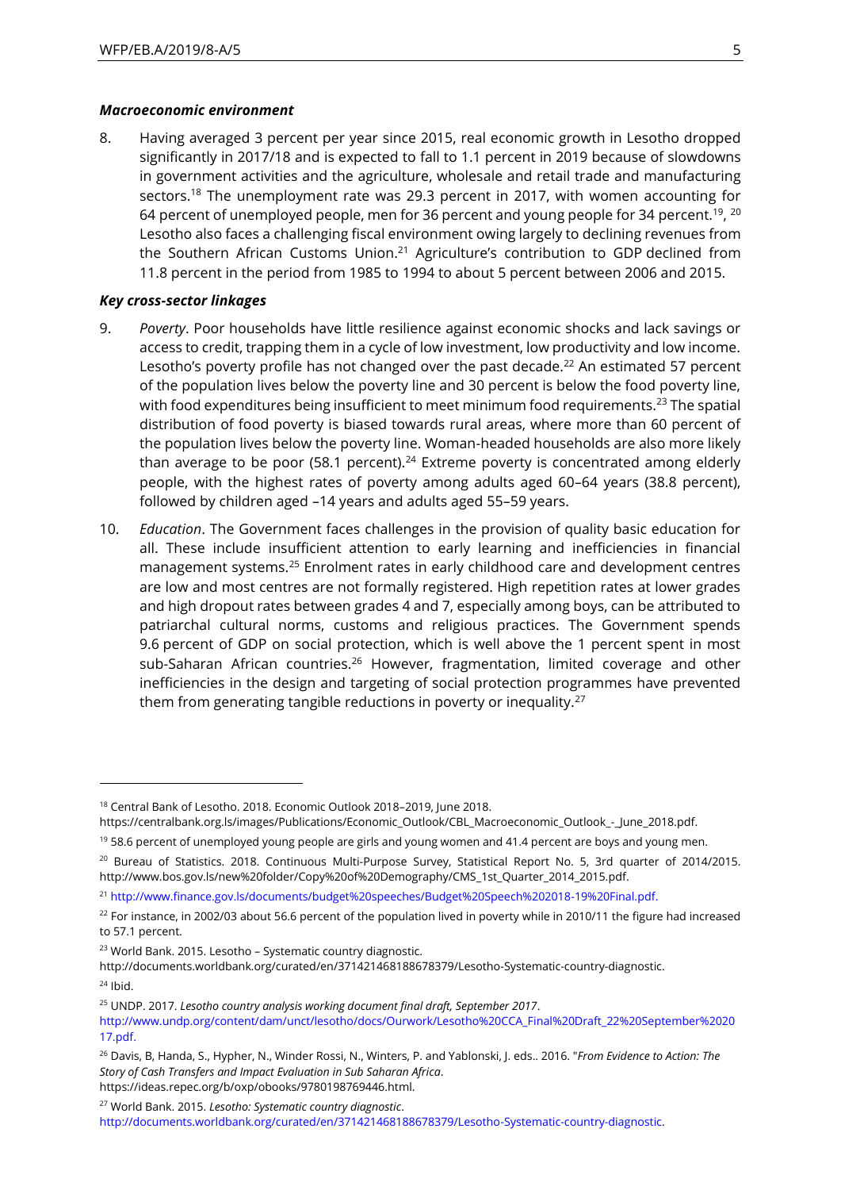### *Macroeconomic environment*

8. Having averaged 3 percent per year since 2015, real economic growth in Lesotho dropped significantly in 2017/18 and is expected to fall to 1.1 percent in 2019 because of slowdowns in government activities and the agriculture, wholesale and retail trade and manufacturing sectors.[18] The unemployment rate was 29.3 percent in 2017, with women accounting for 64 percent of unemployed people, men for 36 percent and young people for 34 percent.[19, 20] Lesotho also faces a challenging fiscal environment owing largely to declining revenues from the Southern African Customs Union.[21] Agriculture's contribution to GDP declined from 11.8 percent in the period from 1985 to 1994 to about 5 percent between 2006 and 2015.

### *Key cross-sector linkages*

9. *Poverty*. Poor households have little resilience against economic shocks and lack savings or access to credit, trapping them in a cycle of low investment, low productivity and low income. Lesotho's poverty profile has not changed over the past decade.[22] An estimated 57 percent of the population lives below the poverty line and 30 percent is below the food poverty line, with food expenditures being insufficient to meet minimum food requirements.[23] The spatial distribution of food poverty is biased towards rural areas, where more than 60 percent of the population lives below the poverty line. Woman-headed households are also more likely than average to be poor (58.1 percent).[24] Extreme poverty is concentrated among elderly people, with the highest rates of poverty among adults aged 60–64 years (38.8 percent), followed by children aged –14 years and adults aged 55–59 years.

10. *Education*. The Government faces challenges in the provision of quality basic education for all. These include insufficient attention to early learning and inefficiencies in financial management systems.[25] Enrolment rates in early childhood care and development centres are low and most centres are not formally registered. High repetition rates at lower grades and high dropout rates between grades 4 and 7, especially among boys, can be attributed to patriarchal cultural norms, customs and religious practices. The Government spends 9.6 percent of GDP on social protection, which is well above the 1 percent spent in most sub-Saharan African countries.[26] However, fragmentation, limited coverage and other inefficiencies in the design and targeting of social protection programmes have prevented them from generating tangible reductions in poverty or inequality.[27]

---

[18] Central Bank of Lesotho. 2018. Economic Outlook 2018–2019, June 2018. https://centralbank.org.ls/images/Publications/Economic_Outlook/CBL_Macroeconomic_Outlook_-_June_2018.pdf.

[19] 58.6 percent of unemployed young people are girls and young women and 41.4 percent are boys and young men.

[20] Bureau of Statistics. 2018. Continuous Multi-Purpose Survey, Statistical Report No. 5, 3rd quarter of 2014/2015. http://www.bos.gov.ls/new%20folder/Copy%20of%20Demography/CMS_1st_Quarter_2014_2015.pdf.

[21] http://www.finance.gov.ls/documents/budget%20speeches/Budget%20Speech%202018-19%20Final.pdf.

[22] For instance, in 2002/03 about 56.6 percent of the population lived in poverty while in 2010/11 the figure had increased to 57.1 percent.

[23] World Bank. 2015. Lesotho – Systematic country diagnostic. http://documents.worldbank.org/curated/en/371421468188678379/Lesotho-Systematic-country-diagnostic.

[24] Ibid.

[25] UNDP. 2017. *Lesotho country analysis working document final draft, September 2017*. http://www.undp.org/content/dam/unct/lesotho/docs/Ourwork/Lesotho%20CCA_Final%20Draft_22%20September%202017.pdf.

[26] Davis, B, Handa, S., Hypher, N., Winder Rossi, N., Winters, P. and Yablonski, J. eds.. 2016. "*From Evidence to Action: The Story of Cash Transfers and Impact Evaluation in Sub Saharan Africa*. https://ideas.repec.org/b/oxp/obooks/9780198769446.html.

[27] World Bank. 2015. *Lesotho: Systematic country diagnostic*. http://documents.worldbank.org/curated/en/371421468188678379/Lesotho-Systematic-country-diagnostic.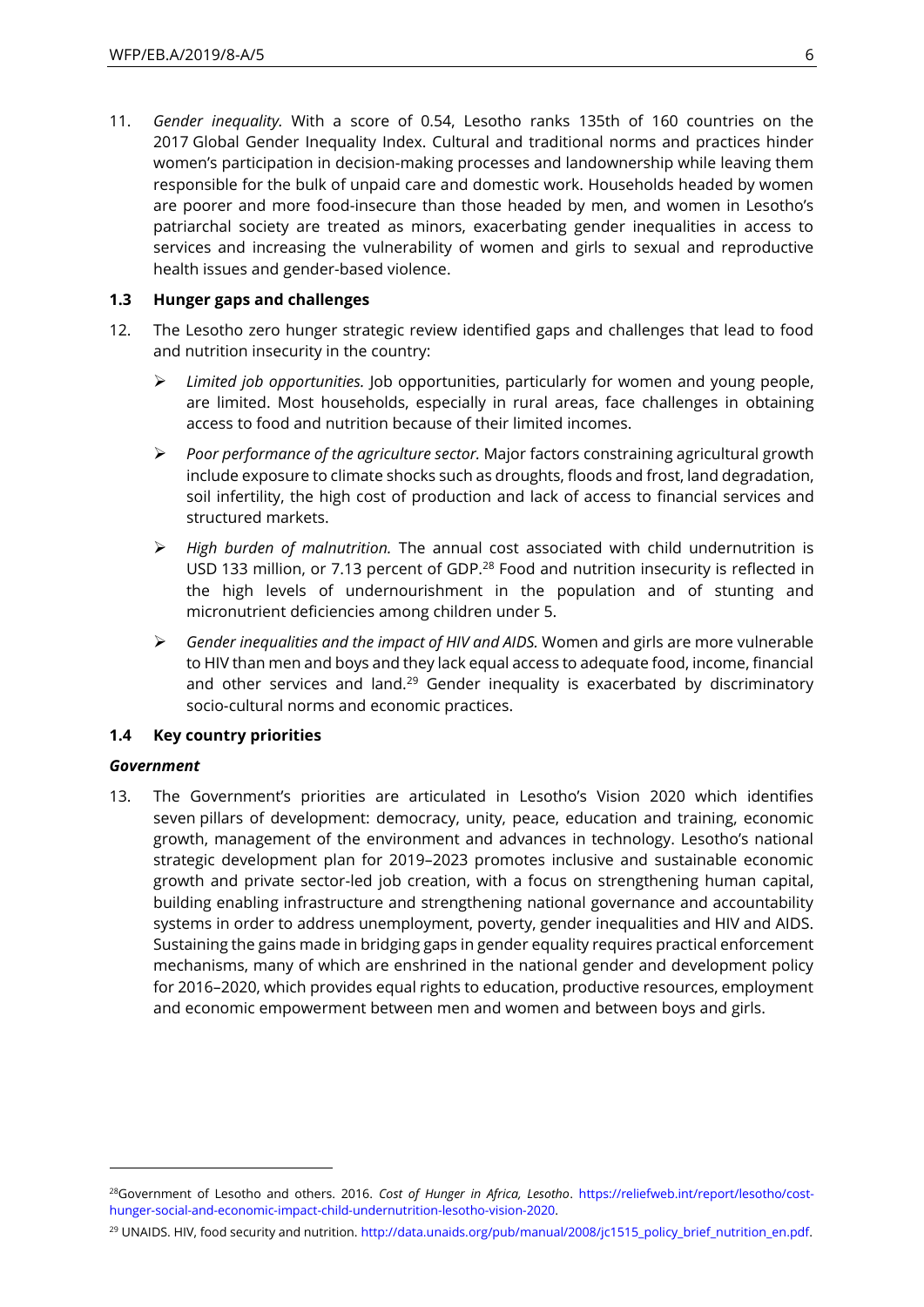11. *Gender inequality.* With a score of 0.54, Lesotho ranks 135th of 160 countries on the 2017 Global Gender Inequality Index. Cultural and traditional norms and practices hinder women's participation in decision-making processes and landownership while leaving them responsible for the bulk of unpaid care and domestic work. Households headed by women are poorer and more food-insecure than those headed by men, and women in Lesotho's patriarchal society are treated as minors, exacerbating gender inequalities in access to services and increasing the vulnerability of women and girls to sexual and reproductive health issues and gender-based violence.

### 1.3 Hunger gaps and challenges

12. The Lesotho zero hunger strategic review identified gaps and challenges that lead to food and nutrition insecurity in the country:

- *Limited job opportunities.* Job opportunities, particularly for women and young people, are limited. Most households, especially in rural areas, face challenges in obtaining access to food and nutrition because of their limited incomes.
- *Poor performance of the agriculture sector.* Major factors constraining agricultural growth include exposure to climate shocks such as droughts, floods and frost, land degradation, soil infertility, the high cost of production and lack of access to financial services and structured markets.
- *High burden of malnutrition.* The annual cost associated with child undernutrition is USD 133 million, or 7.13 percent of GDP.[28] Food and nutrition insecurity is reflected in the high levels of undernourishment in the population and of stunting and micronutrient deficiencies among children under 5.
- *Gender inequalities and the impact of HIV and AIDS.* Women and girls are more vulnerable to HIV than men and boys and they lack equal access to adequate food, income, financial and other services and land.[29] Gender inequality is exacerbated by discriminatory socio-cultural norms and economic practices.

### 1.4 Key country priorities

***Government***

13. The Government's priorities are articulated in Lesotho's Vision 2020 which identifies seven pillars of development: democracy, unity, peace, education and training, economic growth, management of the environment and advances in technology. Lesotho's national strategic development plan for 2019–2023 promotes inclusive and sustainable economic growth and private sector-led job creation, with a focus on strengthening human capital, building enabling infrastructure and strengthening national governance and accountability systems in order to address unemployment, poverty, gender inequalities and HIV and AIDS. Sustaining the gains made in bridging gaps in gender equality requires practical enforcement mechanisms, many of which are enshrined in the national gender and development policy for 2016–2020, which provides equal rights to education, productive resources, employment and economic empowerment between men and women and between boys and girls.

---

[28] Government of Lesotho and others. 2016. *Cost of Hunger in Africa, Lesotho*. https://reliefweb.int/report/lesotho/cost-hunger-social-and-economic-impact-child-undernutrition-lesotho-vision-2020.

[29] UNAIDS. HIV, food security and nutrition. http://data.unaids.org/pub/manual/2008/jc1515_policy_brief_nutrition_en.pdf.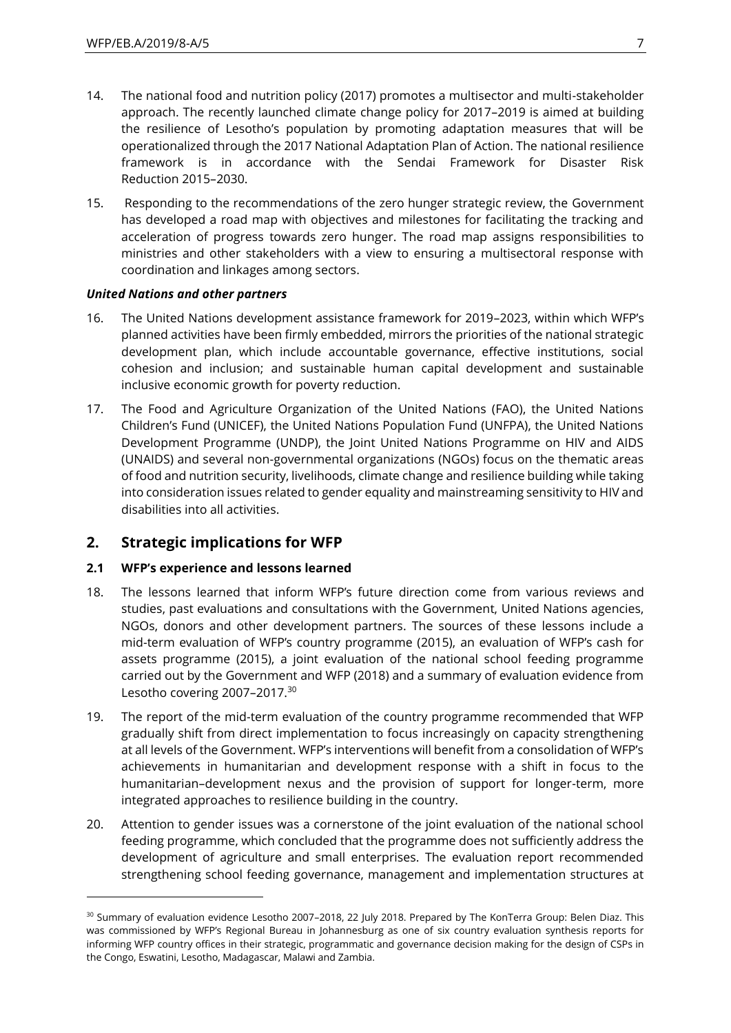14. The national food and nutrition policy (2017) promotes a multisector and multi-stakeholder approach. The recently launched climate change policy for 2017–2019 is aimed at building the resilience of Lesotho's population by promoting adaptation measures that will be operationalized through the 2017 National Adaptation Plan of Action. The national resilience framework is in accordance with the Sendai Framework for Disaster Risk Reduction 2015–2030.

15. Responding to the recommendations of the zero hunger strategic review, the Government has developed a road map with objectives and milestones for facilitating the tracking and acceleration of progress towards zero hunger. The road map assigns responsibilities to ministries and other stakeholders with a view to ensuring a multisectoral response with coordination and linkages among sectors.

***United Nations and other partners***

16. The United Nations development assistance framework for 2019–2023, within which WFP's planned activities have been firmly embedded, mirrors the priorities of the national strategic development plan, which include accountable governance, effective institutions, social cohesion and inclusion; and sustainable human capital development and sustainable inclusive economic growth for poverty reduction.

17. The Food and Agriculture Organization of the United Nations (FAO), the United Nations Children's Fund (UNICEF), the United Nations Population Fund (UNFPA), the United Nations Development Programme (UNDP), the Joint United Nations Programme on HIV and AIDS (UNAIDS) and several non-governmental organizations (NGOs) focus on the thematic areas of food and nutrition security, livelihoods, climate change and resilience building while taking into consideration issues related to gender equality and mainstreaming sensitivity to HIV and disabilities into all activities.

## 2. Strategic implications for WFP

### 2.1 WFP's experience and lessons learned

18. The lessons learned that inform WFP's future direction come from various reviews and studies, past evaluations and consultations with the Government, United Nations agencies, NGOs, donors and other development partners. The sources of these lessons include a mid-term evaluation of WFP's country programme (2015), an evaluation of WFP's cash for assets programme (2015), a joint evaluation of the national school feeding programme carried out by the Government and WFP (2018) and a summary of evaluation evidence from Lesotho covering 2007–2017.[30]

19. The report of the mid-term evaluation of the country programme recommended that WFP gradually shift from direct implementation to focus increasingly on capacity strengthening at all levels of the Government. WFP's interventions will benefit from a consolidation of WFP's achievements in humanitarian and development response with a shift in focus to the humanitarian–development nexus and the provision of support for longer-term, more integrated approaches to resilience building in the country.

20. Attention to gender issues was a cornerstone of the joint evaluation of the national school feeding programme, which concluded that the programme does not sufficiently address the development of agriculture and small enterprises. The evaluation report recommended strengthening school feeding governance, management and implementation structures at

---

[30] Summary of evaluation evidence Lesotho 2007–2018, 22 July 2018. Prepared by The KonTerra Group: Belen Diaz. This was commissioned by WFP's Regional Bureau in Johannesburg as one of six country evaluation synthesis reports for informing WFP country offices in their strategic, programmatic and governance decision making for the design of CSPs in the Congo, Eswatini, Lesotho, Madagascar, Malawi and Zambia.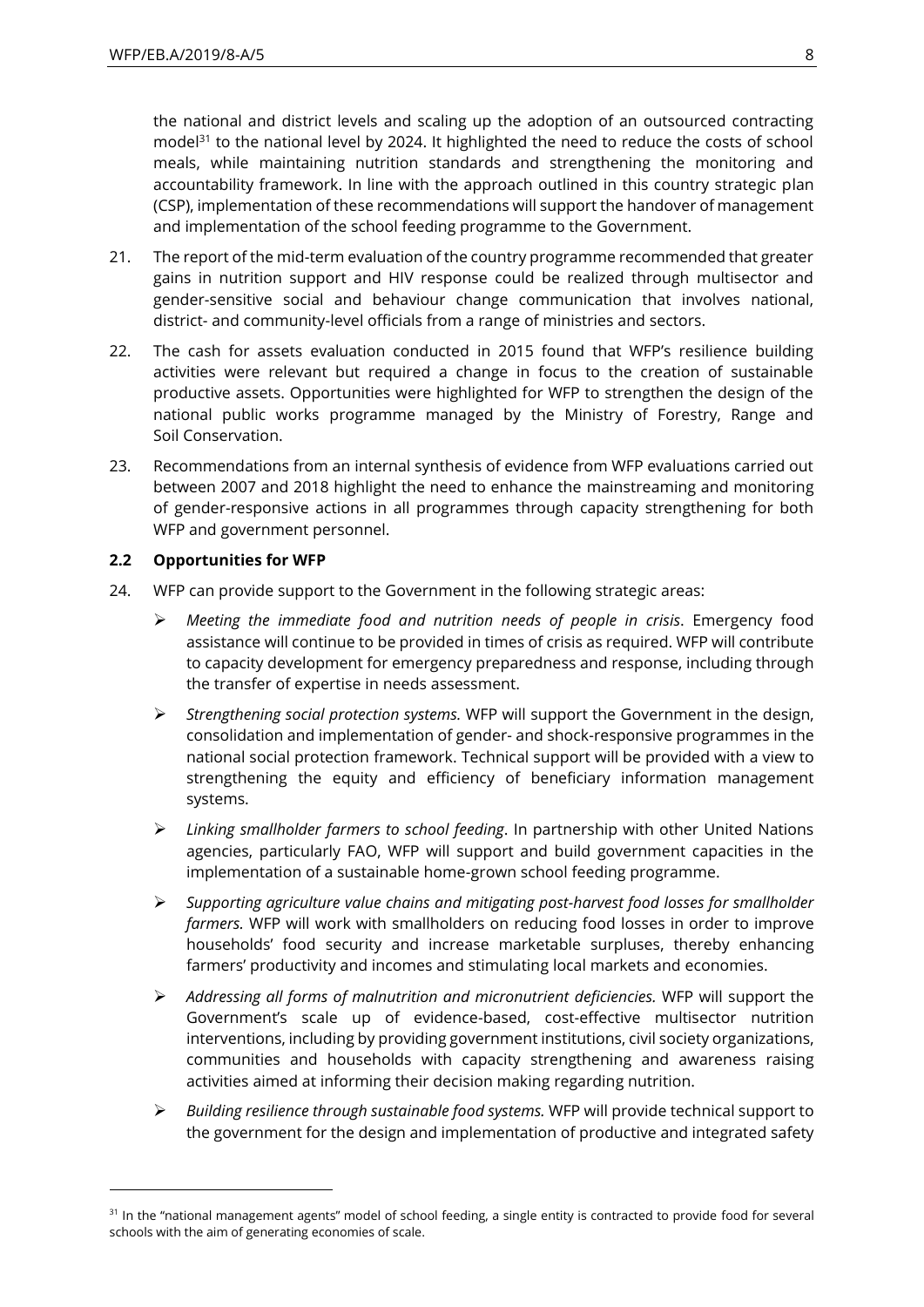the national and district levels and scaling up the adoption of an outsourced contracting model[31] to the national level by 2024. It highlighted the need to reduce the costs of school meals, while maintaining nutrition standards and strengthening the monitoring and accountability framework. In line with the approach outlined in this country strategic plan (CSP), implementation of these recommendations will support the handover of management and implementation of the school feeding programme to the Government.

21. The report of the mid-term evaluation of the country programme recommended that greater gains in nutrition support and HIV response could be realized through multisector and gender-sensitive social and behaviour change communication that involves national, district- and community-level officials from a range of ministries and sectors.

22. The cash for assets evaluation conducted in 2015 found that WFP's resilience building activities were relevant but required a change in focus to the creation of sustainable productive assets. Opportunities were highlighted for WFP to strengthen the design of the national public works programme managed by the Ministry of Forestry, Range and Soil Conservation.

23. Recommendations from an internal synthesis of evidence from WFP evaluations carried out between 2007 and 2018 highlight the need to enhance the mainstreaming and monitoring of gender-responsive actions in all programmes through capacity strengthening for both WFP and government personnel.

### 2.2 Opportunities for WFP

24. WFP can provide support to the Government in the following strategic areas:

   - *Meeting the immediate food and nutrition needs of people in crisis*. Emergency food assistance will continue to be provided in times of crisis as required. WFP will contribute to capacity development for emergency preparedness and response, including through the transfer of expertise in needs assessment.
   - *Strengthening social protection systems.* WFP will support the Government in the design, consolidation and implementation of gender- and shock-responsive programmes in the national social protection framework. Technical support will be provided with a view to strengthening the equity and efficiency of beneficiary information management systems.
   - *Linking smallholder farmers to school feeding*. In partnership with other United Nations agencies, particularly FAO, WFP will support and build government capacities in the implementation of a sustainable home-grown school feeding programme.
   - *Supporting agriculture value chains and mitigating post-harvest food losses for smallholder farmers.* WFP will work with smallholders on reducing food losses in order to improve households' food security and increase marketable surpluses, thereby enhancing farmers' productivity and incomes and stimulating local markets and economies.
   - *Addressing all forms of malnutrition and micronutrient deficiencies.* WFP will support the Government's scale up of evidence-based, cost-effective multisector nutrition interventions, including by providing government institutions, civil society organizations, communities and households with capacity strengthening and awareness raising activities aimed at informing their decision making regarding nutrition.
   - *Building resilience through sustainable food systems.* WFP will provide technical support to the government for the design and implementation of productive and integrated safety

[31] In the "national management agents" model of school feeding, a single entity is contracted to provide food for several schools with the aim of generating economies of scale.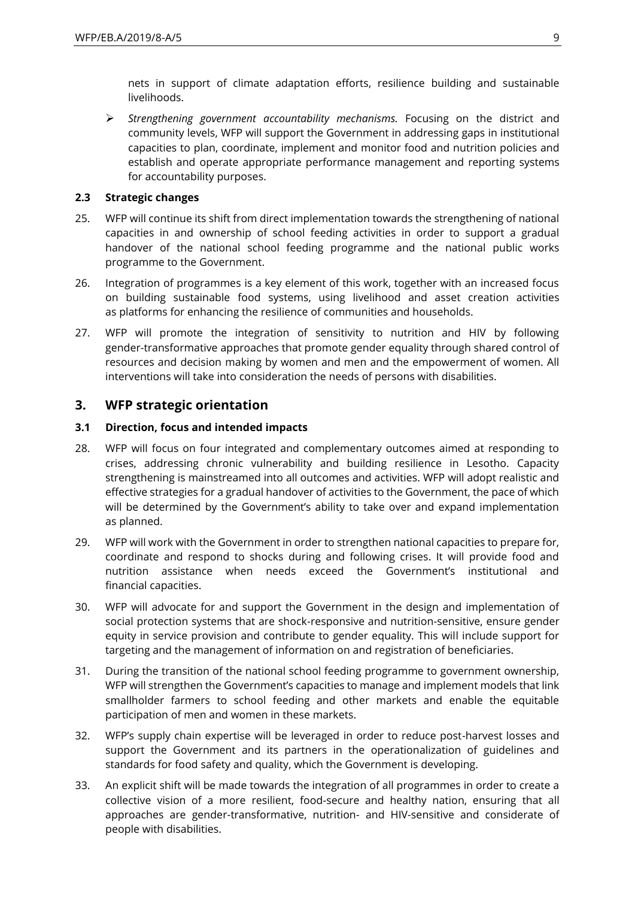nets in support of climate adaptation efforts, resilience building and sustainable livelihoods.

- *Strengthening government accountability mechanisms.* Focusing on the district and community levels, WFP will support the Government in addressing gaps in institutional capacities to plan, coordinate, implement and monitor food and nutrition policies and establish and operate appropriate performance management and reporting systems for accountability purposes.

### 2.3 Strategic changes

25. WFP will continue its shift from direct implementation towards the strengthening of national capacities in and ownership of school feeding activities in order to support a gradual handover of the national school feeding programme and the national public works programme to the Government.

26. Integration of programmes is a key element of this work, together with an increased focus on building sustainable food systems, using livelihood and asset creation activities as platforms for enhancing the resilience of communities and households.

27. WFP will promote the integration of sensitivity to nutrition and HIV by following gender-transformative approaches that promote gender equality through shared control of resources and decision making by women and men and the empowerment of women. All interventions will take into consideration the needs of persons with disabilities.

## 3. WFP strategic orientation

### 3.1 Direction, focus and intended impacts

28. WFP will focus on four integrated and complementary outcomes aimed at responding to crises, addressing chronic vulnerability and building resilience in Lesotho. Capacity strengthening is mainstreamed into all outcomes and activities. WFP will adopt realistic and effective strategies for a gradual handover of activities to the Government, the pace of which will be determined by the Government's ability to take over and expand implementation as planned.

29. WFP will work with the Government in order to strengthen national capacities to prepare for, coordinate and respond to shocks during and following crises. It will provide food and nutrition assistance when needs exceed the Government's institutional and financial capacities.

30. WFP will advocate for and support the Government in the design and implementation of social protection systems that are shock-responsive and nutrition-sensitive, ensure gender equity in service provision and contribute to gender equality. This will include support for targeting and the management of information on and registration of beneficiaries.

31. During the transition of the national school feeding programme to government ownership, WFP will strengthen the Government's capacities to manage and implement models that link smallholder farmers to school feeding and other markets and enable the equitable participation of men and women in these markets.

32. WFP's supply chain expertise will be leveraged in order to reduce post-harvest losses and support the Government and its partners in the operationalization of guidelines and standards for food safety and quality, which the Government is developing.

33. An explicit shift will be made towards the integration of all programmes in order to create a collective vision of a more resilient, food-secure and healthy nation, ensuring that all approaches are gender-transformative, nutrition- and HIV-sensitive and considerate of people with disabilities.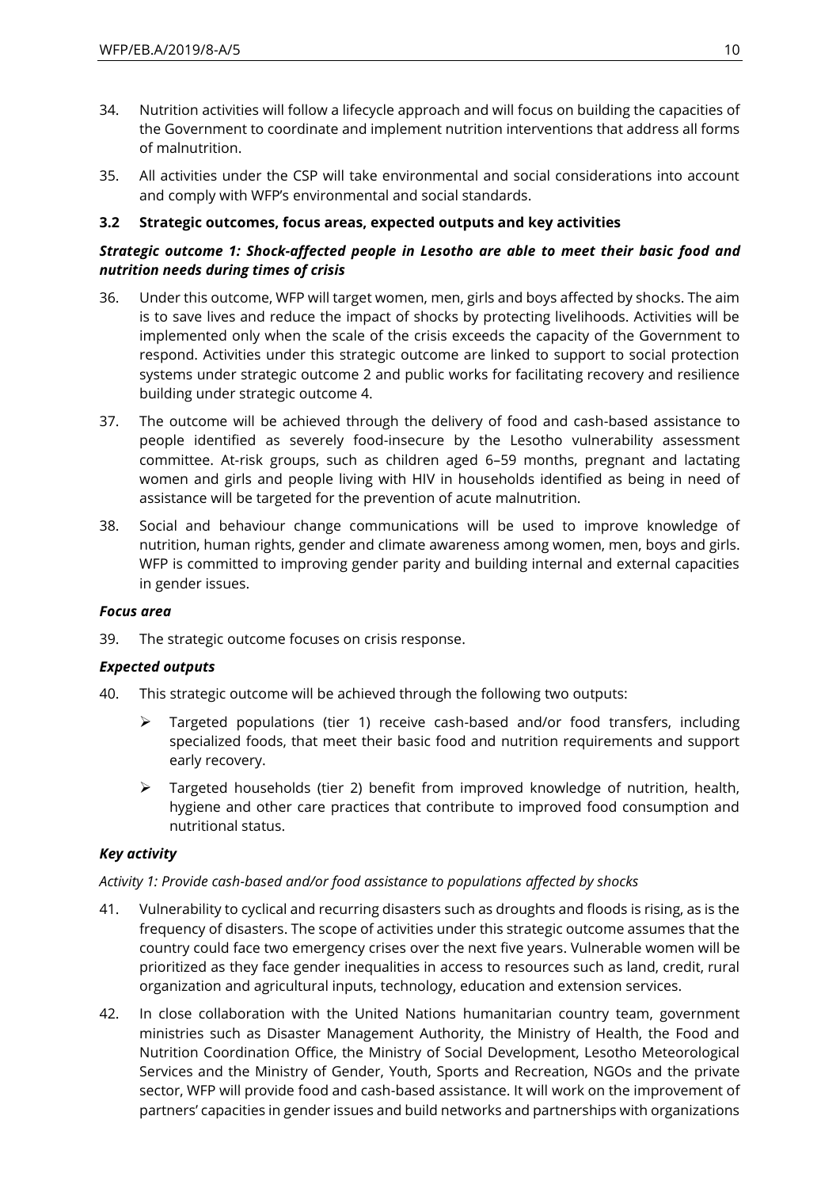34. Nutrition activities will follow a lifecycle approach and will focus on building the capacities of the Government to coordinate and implement nutrition interventions that address all forms of malnutrition.

35. All activities under the CSP will take environmental and social considerations into account and comply with WFP's environmental and social standards.

### 3.2 Strategic outcomes, focus areas, expected outputs and key activities

#### *Strategic outcome 1: Shock-affected people in Lesotho are able to meet their basic food and nutrition needs during times of crisis*

36. Under this outcome, WFP will target women, men, girls and boys affected by shocks. The aim is to save lives and reduce the impact of shocks by protecting livelihoods. Activities will be implemented only when the scale of the crisis exceeds the capacity of the Government to respond. Activities under this strategic outcome are linked to support to social protection systems under strategic outcome 2 and public works for facilitating recovery and resilience building under strategic outcome 4.

37. The outcome will be achieved through the delivery of food and cash-based assistance to people identified as severely food-insecure by the Lesotho vulnerability assessment committee. At-risk groups, such as children aged 6–59 months, pregnant and lactating women and girls and people living with HIV in households identified as being in need of assistance will be targeted for the prevention of acute malnutrition.

38. Social and behaviour change communications will be used to improve knowledge of nutrition, human rights, gender and climate awareness among women, men, boys and girls. WFP is committed to improving gender parity and building internal and external capacities in gender issues.

#### *Focus area*

39. The strategic outcome focuses on crisis response.

#### *Expected outputs*

40. This strategic outcome will be achieved through the following two outputs:

    - Targeted populations (tier 1) receive cash-based and/or food transfers, including specialized foods, that meet their basic food and nutrition requirements and support early recovery.
    - Targeted households (tier 2) benefit from improved knowledge of nutrition, health, hygiene and other care practices that contribute to improved food consumption and nutritional status.

#### *Key activity*

*Activity 1: Provide cash-based and/or food assistance to populations affected by shocks*

41. Vulnerability to cyclical and recurring disasters such as droughts and floods is rising, as is the frequency of disasters. The scope of activities under this strategic outcome assumes that the country could face two emergency crises over the next five years. Vulnerable women will be prioritized as they face gender inequalities in access to resources such as land, credit, rural organization and agricultural inputs, technology, education and extension services.

42. In close collaboration with the United Nations humanitarian country team, government ministries such as Disaster Management Authority, the Ministry of Health, the Food and Nutrition Coordination Office, the Ministry of Social Development, Lesotho Meteorological Services and the Ministry of Gender, Youth, Sports and Recreation, NGOs and the private sector, WFP will provide food and cash-based assistance. It will work on the improvement of partners' capacities in gender issues and build networks and partnerships with organizations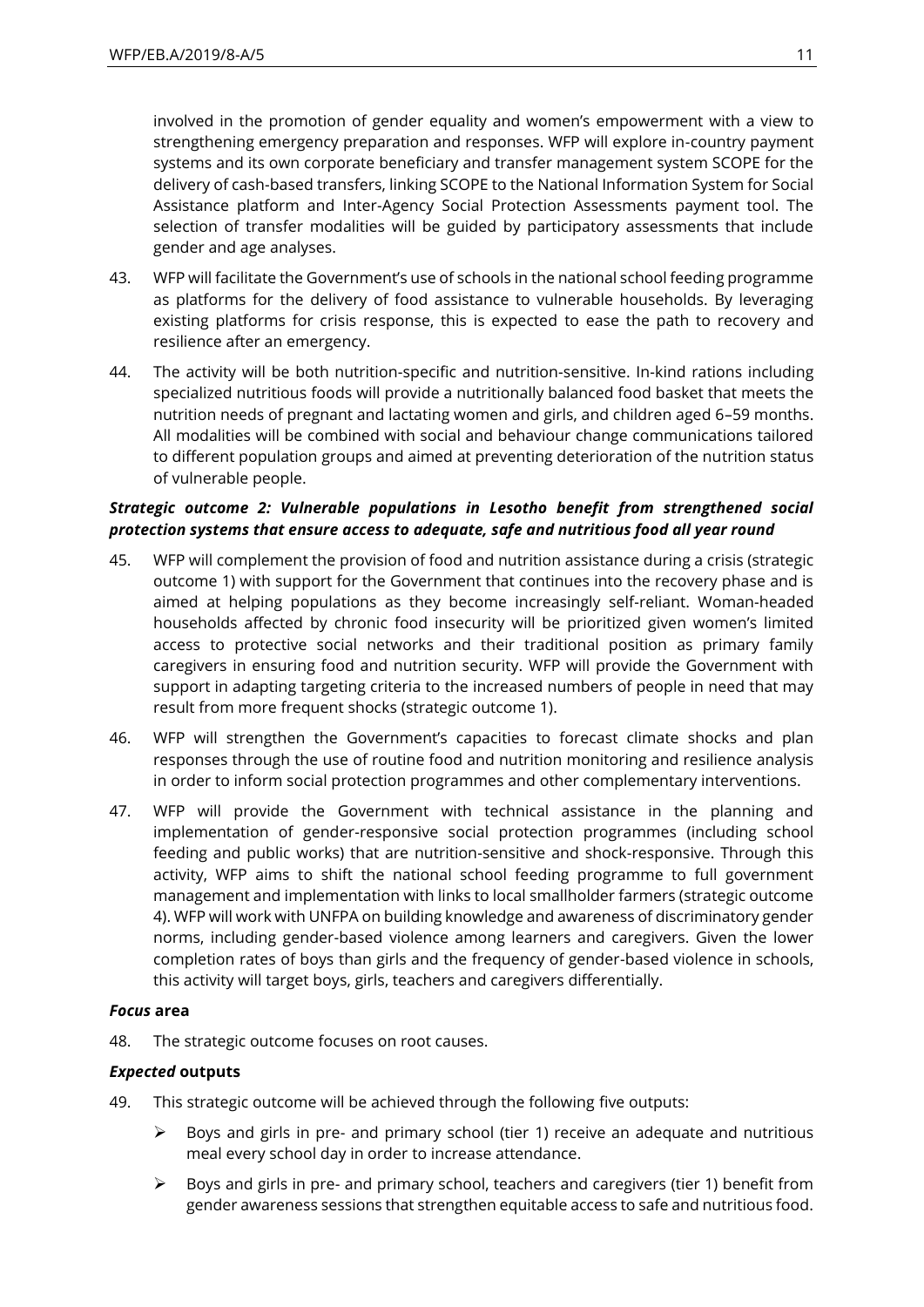involved in the promotion of gender equality and women's empowerment with a view to strengthening emergency preparation and responses. WFP will explore in-country payment systems and its own corporate beneficiary and transfer management system SCOPE for the delivery of cash-based transfers, linking SCOPE to the National Information System for Social Assistance platform and Inter-Agency Social Protection Assessments payment tool. The selection of transfer modalities will be guided by participatory assessments that include gender and age analyses.

43. WFP will facilitate the Government's use of schools in the national school feeding programme as platforms for the delivery of food assistance to vulnerable households. By leveraging existing platforms for crisis response, this is expected to ease the path to recovery and resilience after an emergency.

44. The activity will be both nutrition-specific and nutrition-sensitive. In-kind rations including specialized nutritious foods will provide a nutritionally balanced food basket that meets the nutrition needs of pregnant and lactating women and girls, and children aged 6–59 months. All modalities will be combined with social and behaviour change communications tailored to different population groups and aimed at preventing deterioration of the nutrition status of vulnerable people.

***Strategic outcome 2: Vulnerable populations in Lesotho benefit from strengthened social protection systems that ensure access to adequate, safe and nutritious food all year round***

45. WFP will complement the provision of food and nutrition assistance during a crisis (strategic outcome 1) with support for the Government that continues into the recovery phase and is aimed at helping populations as they become increasingly self-reliant. Woman-headed households affected by chronic food insecurity will be prioritized given women's limited access to protective social networks and their traditional position as primary family caregivers in ensuring food and nutrition security. WFP will provide the Government with support in adapting targeting criteria to the increased numbers of people in need that may result from more frequent shocks (strategic outcome 1).

46. WFP will strengthen the Government's capacities to forecast climate shocks and plan responses through the use of routine food and nutrition monitoring and resilience analysis in order to inform social protection programmes and other complementary interventions.

47. WFP will provide the Government with technical assistance in the planning and implementation of gender-responsive social protection programmes (including school feeding and public works) that are nutrition-sensitive and shock-responsive. Through this activity, WFP aims to shift the national school feeding programme to full government management and implementation with links to local smallholder farmers (strategic outcome 4). WFP will work with UNFPA on building knowledge and awareness of discriminatory gender norms, including gender-based violence among learners and caregivers. Given the lower completion rates of boys than girls and the frequency of gender-based violence in schools, this activity will target boys, girls, teachers and caregivers differentially.

***Focus* area**

48. The strategic outcome focuses on root causes.

***Expected* outputs**

49. This strategic outcome will be achieved through the following five outputs:

- Boys and girls in pre- and primary school (tier 1) receive an adequate and nutritious meal every school day in order to increase attendance.
- Boys and girls in pre- and primary school, teachers and caregivers (tier 1) benefit from gender awareness sessions that strengthen equitable access to safe and nutritious food.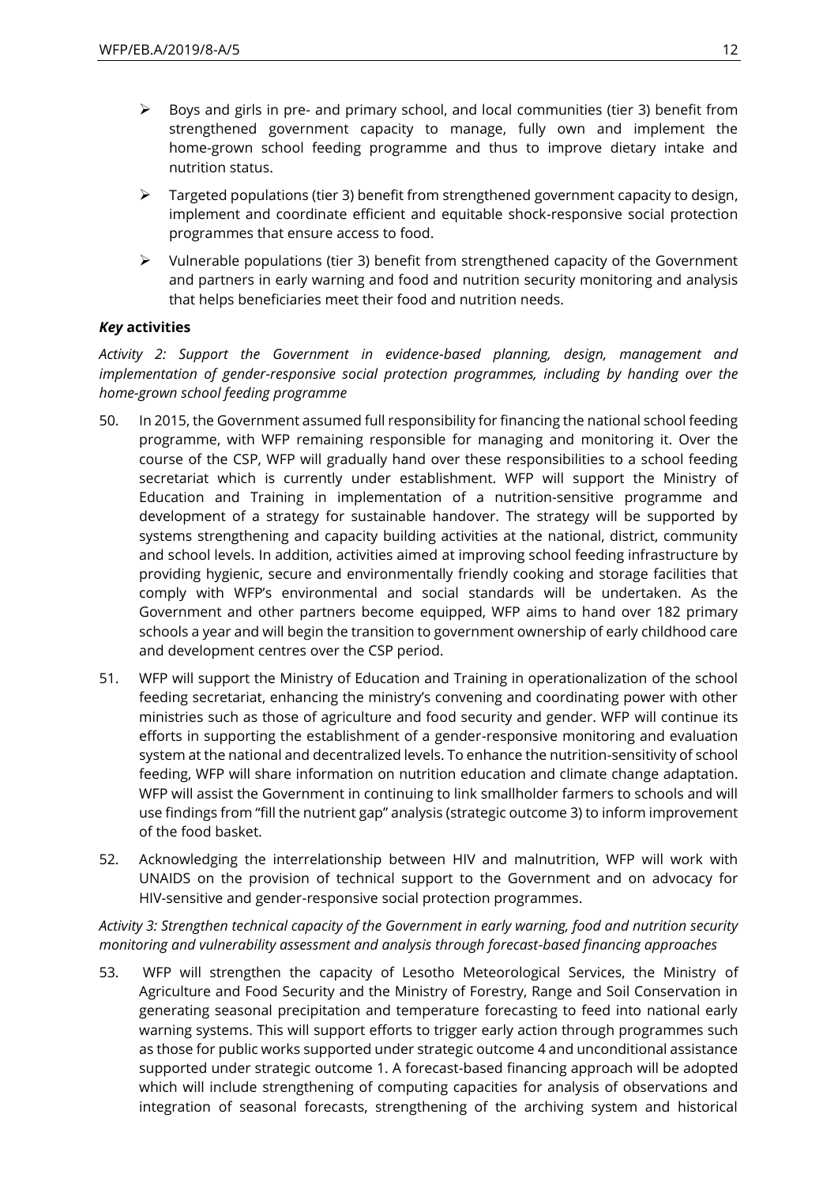- Boys and girls in pre- and primary school, and local communities (tier 3) benefit from strengthened government capacity to manage, fully own and implement the home-grown school feeding programme and thus to improve dietary intake and nutrition status.
- Targeted populations (tier 3) benefit from strengthened government capacity to design, implement and coordinate efficient and equitable shock-responsive social protection programmes that ensure access to food.
- Vulnerable populations (tier 3) benefit from strengthened capacity of the Government and partners in early warning and food and nutrition security monitoring and analysis that helps beneficiaries meet their food and nutrition needs.

***Key* activities**

*Activity 2: Support the Government in evidence-based planning, design, management and implementation of gender-responsive social protection programmes, including by handing over the home-grown school feeding programme*

50. In 2015, the Government assumed full responsibility for financing the national school feeding programme, with WFP remaining responsible for managing and monitoring it. Over the course of the CSP, WFP will gradually hand over these responsibilities to a school feeding secretariat which is currently under establishment. WFP will support the Ministry of Education and Training in implementation of a nutrition-sensitive programme and development of a strategy for sustainable handover. The strategy will be supported by systems strengthening and capacity building activities at the national, district, community and school levels. In addition, activities aimed at improving school feeding infrastructure by providing hygienic, secure and environmentally friendly cooking and storage facilities that comply with WFP's environmental and social standards will be undertaken. As the Government and other partners become equipped, WFP aims to hand over 182 primary schools a year and will begin the transition to government ownership of early childhood care and development centres over the CSP period.

51. WFP will support the Ministry of Education and Training in operationalization of the school feeding secretariat, enhancing the ministry's convening and coordinating power with other ministries such as those of agriculture and food security and gender. WFP will continue its efforts in supporting the establishment of a gender-responsive monitoring and evaluation system at the national and decentralized levels. To enhance the nutrition-sensitivity of school feeding, WFP will share information on nutrition education and climate change adaptation. WFP will assist the Government in continuing to link smallholder farmers to schools and will use findings from "fill the nutrient gap" analysis (strategic outcome 3) to inform improvement of the food basket.

52. Acknowledging the interrelationship between HIV and malnutrition, WFP will work with UNAIDS on the provision of technical support to the Government and on advocacy for HIV-sensitive and gender-responsive social protection programmes.

*Activity 3: Strengthen technical capacity of the Government in early warning, food and nutrition security monitoring and vulnerability assessment and analysis through forecast-based financing approaches*

53. WFP will strengthen the capacity of Lesotho Meteorological Services, the Ministry of Agriculture and Food Security and the Ministry of Forestry, Range and Soil Conservation in generating seasonal precipitation and temperature forecasting to feed into national early warning systems. This will support efforts to trigger early action through programmes such as those for public works supported under strategic outcome 4 and unconditional assistance supported under strategic outcome 1. A forecast-based financing approach will be adopted which will include strengthening of computing capacities for analysis of observations and integration of seasonal forecasts, strengthening of the archiving system and historical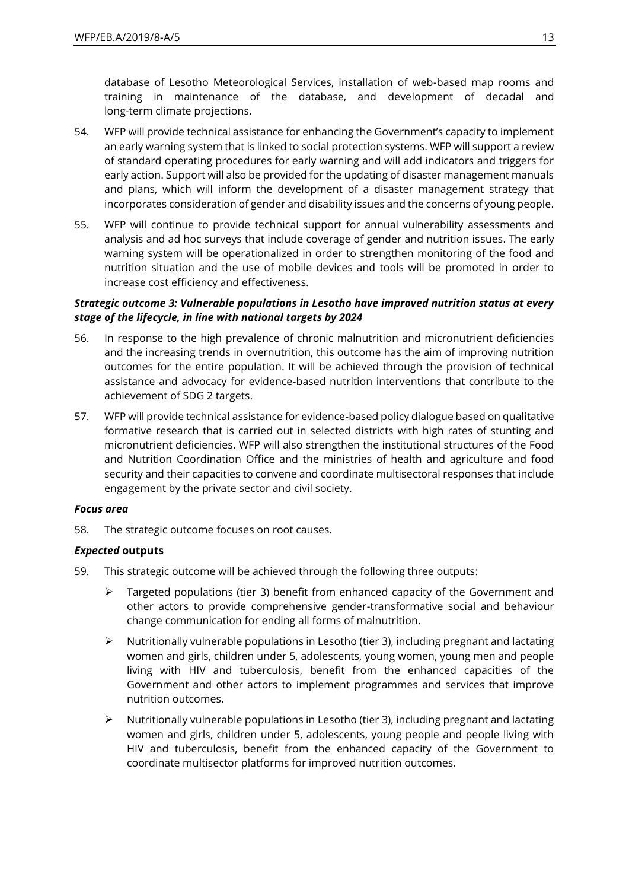database of Lesotho Meteorological Services, installation of web-based map rooms and training in maintenance of the database, and development of decadal and long-term climate projections.

54. WFP will provide technical assistance for enhancing the Government's capacity to implement an early warning system that is linked to social protection systems. WFP will support a review of standard operating procedures for early warning and will add indicators and triggers for early action. Support will also be provided for the updating of disaster management manuals and plans, which will inform the development of a disaster management strategy that incorporates consideration of gender and disability issues and the concerns of young people.

55. WFP will continue to provide technical support for annual vulnerability assessments and analysis and ad hoc surveys that include coverage of gender and nutrition issues. The early warning system will be operationalized in order to strengthen monitoring of the food and nutrition situation and the use of mobile devices and tools will be promoted in order to increase cost efficiency and effectiveness.

***Strategic outcome 3: Vulnerable populations in Lesotho have improved nutrition status at every stage of the lifecycle, in line with national targets by 2024***

56. In response to the high prevalence of chronic malnutrition and micronutrient deficiencies and the increasing trends in overnutrition, this outcome has the aim of improving nutrition outcomes for the entire population. It will be achieved through the provision of technical assistance and advocacy for evidence-based nutrition interventions that contribute to the achievement of SDG 2 targets.

57. WFP will provide technical assistance for evidence-based policy dialogue based on qualitative formative research that is carried out in selected districts with high rates of stunting and micronutrient deficiencies. WFP will also strengthen the institutional structures of the Food and Nutrition Coordination Office and the ministries of health and agriculture and food security and their capacities to convene and coordinate multisectoral responses that include engagement by the private sector and civil society.

***Focus area***

58. The strategic outcome focuses on root causes.

***Expected* outputs**

59. This strategic outcome will be achieved through the following three outputs:

   - Targeted populations (tier 3) benefit from enhanced capacity of the Government and other actors to provide comprehensive gender-transformative social and behaviour change communication for ending all forms of malnutrition.
   - Nutritionally vulnerable populations in Lesotho (tier 3), including pregnant and lactating women and girls, children under 5, adolescents, young women, young men and people living with HIV and tuberculosis, benefit from the enhanced capacities of the Government and other actors to implement programmes and services that improve nutrition outcomes.
   - Nutritionally vulnerable populations in Lesotho (tier 3), including pregnant and lactating women and girls, children under 5, adolescents, young people and people living with HIV and tuberculosis, benefit from the enhanced capacity of the Government to coordinate multisector platforms for improved nutrition outcomes.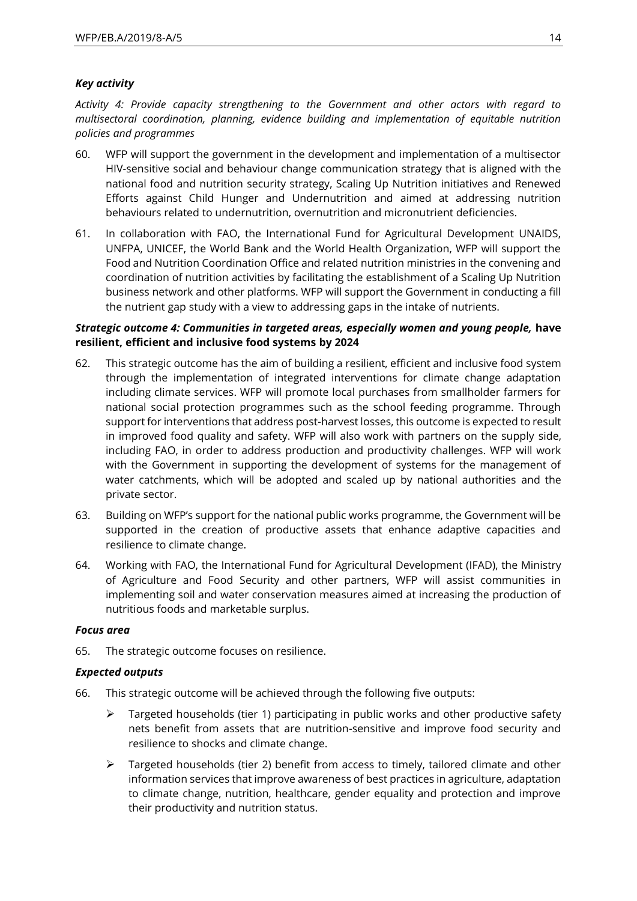### *Key activity*

*Activity 4: Provide capacity strengthening to the Government and other actors with regard to multisectoral coordination, planning, evidence building and implementation of equitable nutrition policies and programmes*

60. WFP will support the government in the development and implementation of a multisector HIV-sensitive social and behaviour change communication strategy that is aligned with the national food and nutrition security strategy, Scaling Up Nutrition initiatives and Renewed Efforts against Child Hunger and Undernutrition and aimed at addressing nutrition behaviours related to undernutrition, overnutrition and micronutrient deficiencies.

61. In collaboration with FAO, the International Fund for Agricultural Development UNAIDS, UNFPA, UNICEF, the World Bank and the World Health Organization, WFP will support the Food and Nutrition Coordination Office and related nutrition ministries in the convening and coordination of nutrition activities by facilitating the establishment of a Scaling Up Nutrition business network and other platforms. WFP will support the Government in conducting a fill the nutrient gap study with a view to addressing gaps in the intake of nutrients.

### ***Strategic outcome 4: Communities in targeted areas, especially women and young people,* have resilient, efficient and inclusive food systems by 2024**

62. This strategic outcome has the aim of building a resilient, efficient and inclusive food system through the implementation of integrated interventions for climate change adaptation including climate services. WFP will promote local purchases from smallholder farmers for national social protection programmes such as the school feeding programme. Through support for interventions that address post-harvest losses, this outcome is expected to result in improved food quality and safety. WFP will also work with partners on the supply side, including FAO, in order to address production and productivity challenges. WFP will work with the Government in supporting the development of systems for the management of water catchments, which will be adopted and scaled up by national authorities and the private sector.

63. Building on WFP's support for the national public works programme, the Government will be supported in the creation of productive assets that enhance adaptive capacities and resilience to climate change.

64. Working with FAO, the International Fund for Agricultural Development (IFAD), the Ministry of Agriculture and Food Security and other partners, WFP will assist communities in implementing soil and water conservation measures aimed at increasing the production of nutritious foods and marketable surplus.

### *Focus area*

65. The strategic outcome focuses on resilience.

### *Expected outputs*

66. This strategic outcome will be achieved through the following five outputs:

    - Targeted households (tier 1) participating in public works and other productive safety nets benefit from assets that are nutrition-sensitive and improve food security and resilience to shocks and climate change.
    - Targeted households (tier 2) benefit from access to timely, tailored climate and other information services that improve awareness of best practices in agriculture, adaptation to climate change, nutrition, healthcare, gender equality and protection and improve their productivity and nutrition status.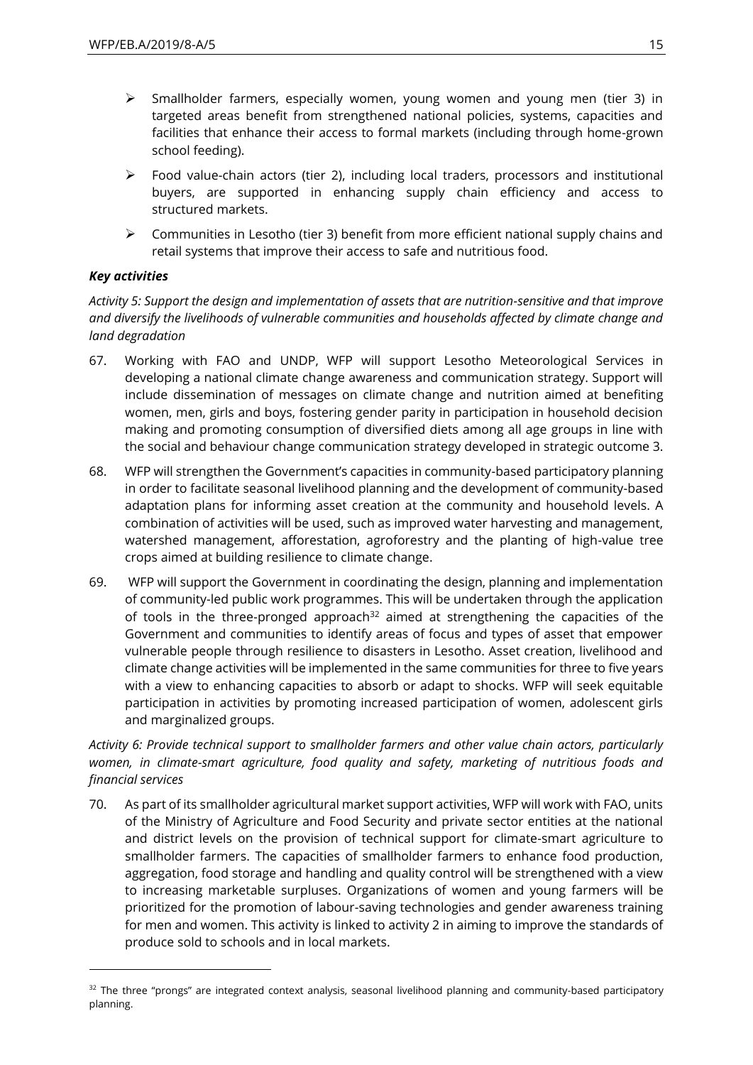- Smallholder farmers, especially women, young women and young men (tier 3) in targeted areas benefit from strengthened national policies, systems, capacities and facilities that enhance their access to formal markets (including through home-grown school feeding).
- Food value-chain actors (tier 2), including local traders, processors and institutional buyers, are supported in enhancing supply chain efficiency and access to structured markets.
- Communities in Lesotho (tier 3) benefit from more efficient national supply chains and retail systems that improve their access to safe and nutritious food.

***Key activities***

*Activity 5: Support the design and implementation of assets that are nutrition-sensitive and that improve and diversify the livelihoods of vulnerable communities and households affected by climate change and land degradation*

67. Working with FAO and UNDP, WFP will support Lesotho Meteorological Services in developing a national climate change awareness and communication strategy. Support will include dissemination of messages on climate change and nutrition aimed at benefiting women, men, girls and boys, fostering gender parity in participation in household decision making and promoting consumption of diversified diets among all age groups in line with the social and behaviour change communication strategy developed in strategic outcome 3.

68. WFP will strengthen the Government's capacities in community-based participatory planning in order to facilitate seasonal livelihood planning and the development of community-based adaptation plans for informing asset creation at the community and household levels. A combination of activities will be used, such as improved water harvesting and management, watershed management, afforestation, agroforestry and the planting of high-value tree crops aimed at building resilience to climate change.

69. WFP will support the Government in coordinating the design, planning and implementation of community-led public work programmes. This will be undertaken through the application of tools in the three-pronged approach[32] aimed at strengthening the capacities of the Government and communities to identify areas of focus and types of asset that empower vulnerable people through resilience to disasters in Lesotho. Asset creation, livelihood and climate change activities will be implemented in the same communities for three to five years with a view to enhancing capacities to absorb or adapt to shocks. WFP will seek equitable participation in activities by promoting increased participation of women, adolescent girls and marginalized groups.

*Activity 6: Provide technical support to smallholder farmers and other value chain actors, particularly women, in climate-smart agriculture, food quality and safety, marketing of nutritious foods and financial services*

70. As part of its smallholder agricultural market support activities, WFP will work with FAO, units of the Ministry of Agriculture and Food Security and private sector entities at the national and district levels on the provision of technical support for climate-smart agriculture to smallholder farmers. The capacities of smallholder farmers to enhance food production, aggregation, food storage and handling and quality control will be strengthened with a view to increasing marketable surpluses. Organizations of women and young farmers will be prioritized for the promotion of labour-saving technologies and gender awareness training for men and women. This activity is linked to activity 2 in aiming to improve the standards of produce sold to schools and in local markets.

[32] The three "prongs" are integrated context analysis, seasonal livelihood planning and community-based participatory planning.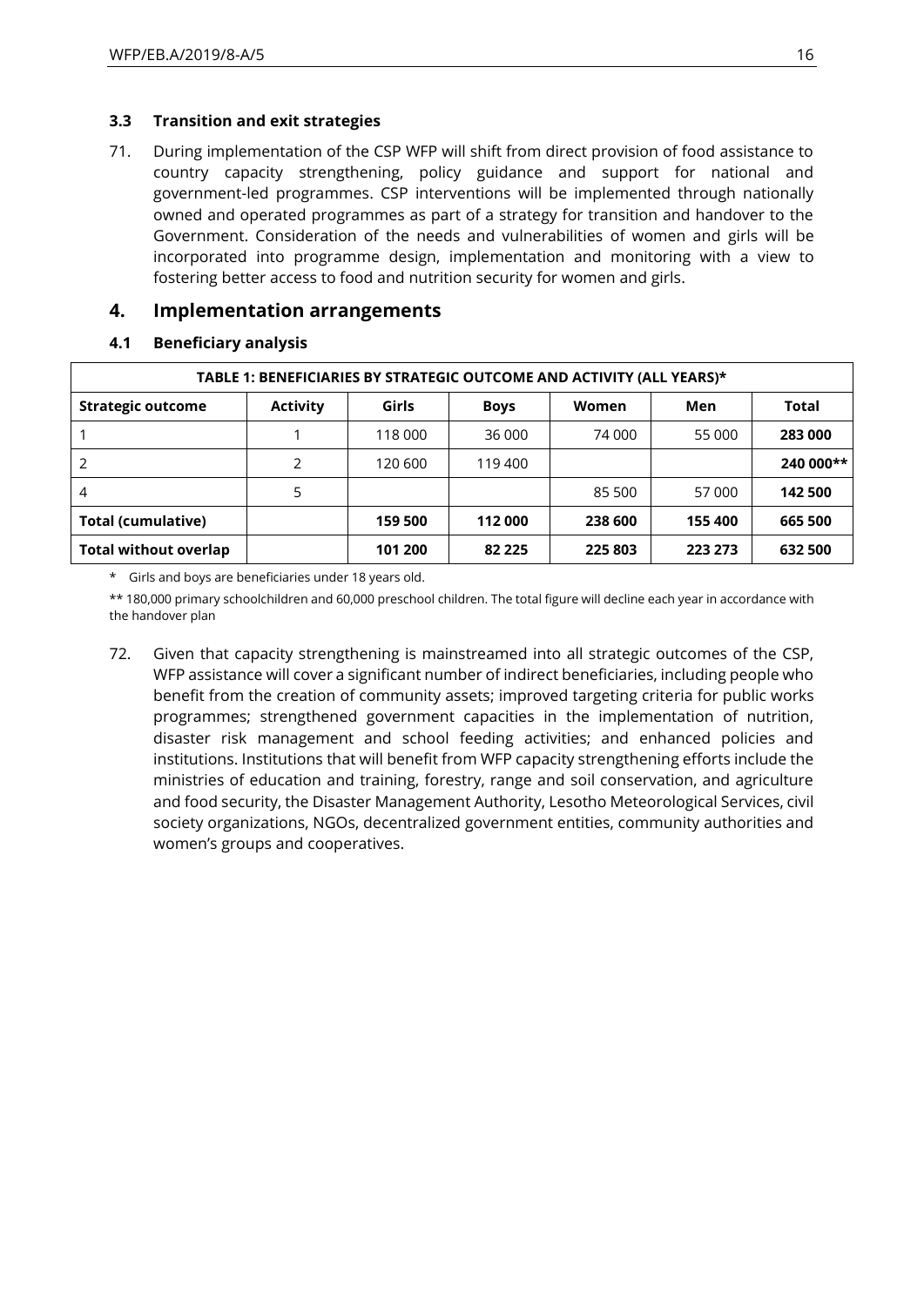### 3.3 Transition and exit strategies

71. During implementation of the CSP WFP will shift from direct provision of food assistance to country capacity strengthening, policy guidance and support for national and government-led programmes. CSP interventions will be implemented through nationally owned and operated programmes as part of a strategy for transition and handover to the Government. Consideration of the needs and vulnerabilities of women and girls will be incorporated into programme design, implementation and monitoring with a view to fostering better access to food and nutrition security for women and girls.

## 4. Implementation arrangements

### 4.1 Beneficiary analysis

| TABLE 1: BENEFICIARIES BY STRATEGIC OUTCOME AND ACTIVITY (ALL YEARS)* | | | | | | |
|---|---|---|---|---|---|---|
| **Strategic outcome** | **Activity** | **Girls** | **Boys** | **Women** | **Men** | **Total** |
| 1 | 1 | 118 000 | 36 000 | 74 000 | 55 000 | **283 000** |
| 2 | 2 | 120 600 | 119 400 | | | **240 000**** |
| 4 | 5 | | | 85 500 | 57 000 | **142 500** |
| **Total (cumulative)** | | **159 500** | **112 000** | **238 600** | **155 400** | **665 500** |
| **Total without overlap** | | **101 200** | **82 225** | **225 803** | **223 273** | **632 500** |

\* Girls and boys are beneficiaries under 18 years old.

** 180,000 primary schoolchildren and 60,000 preschool children. The total figure will decline each year in accordance with the handover plan

72. Given that capacity strengthening is mainstreamed into all strategic outcomes of the CSP, WFP assistance will cover a significant number of indirect beneficiaries, including people who benefit from the creation of community assets; improved targeting criteria for public works programmes; strengthened government capacities in the implementation of nutrition, disaster risk management and school feeding activities; and enhanced policies and institutions. Institutions that will benefit from WFP capacity strengthening efforts include the ministries of education and training, forestry, range and soil conservation, and agriculture and food security, the Disaster Management Authority, Lesotho Meteorological Services, civil society organizations, NGOs, decentralized government entities, community authorities and women's groups and cooperatives.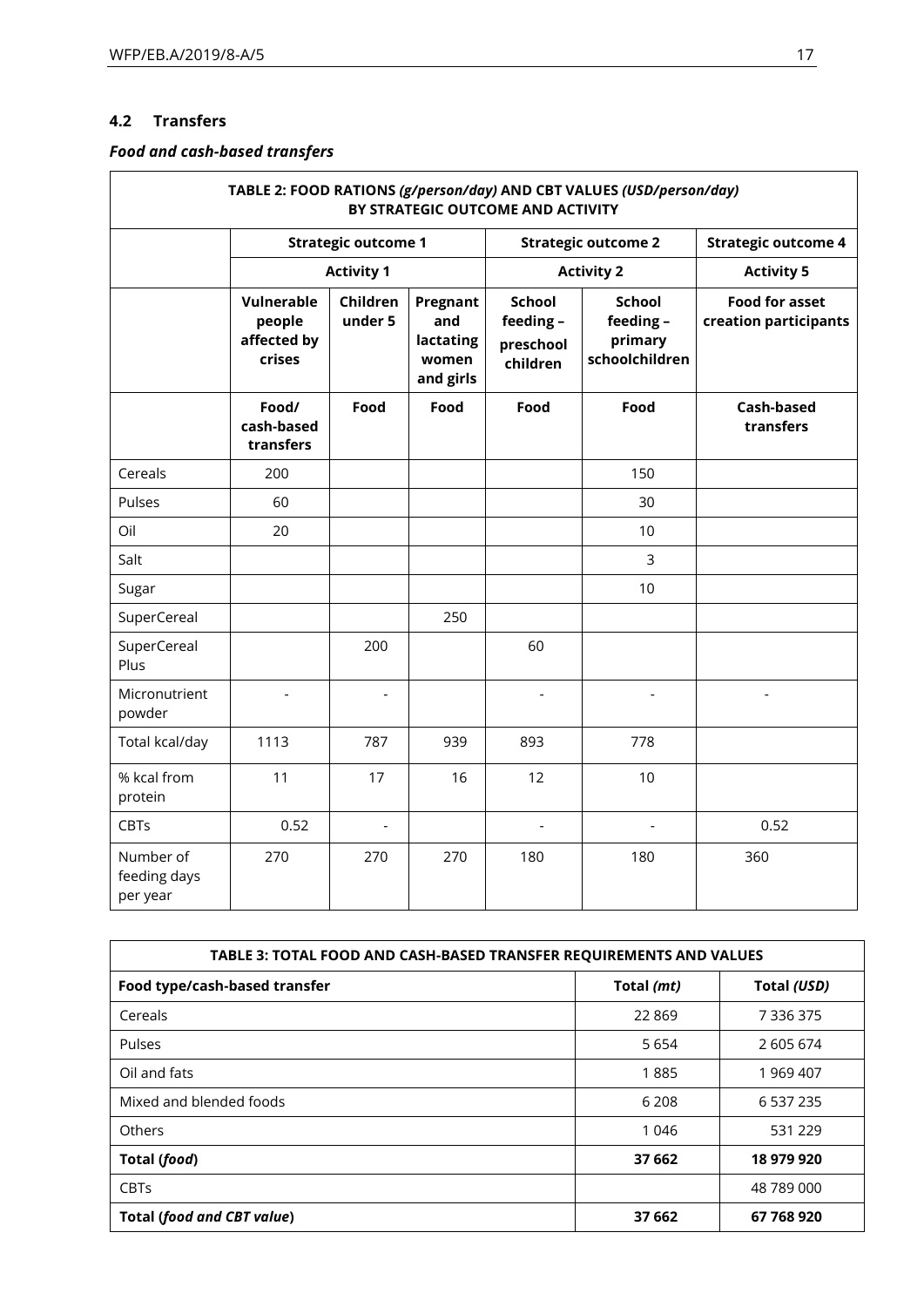## 4.2 Transfers

### *Food and cash-based transfers*

| TABLE 2: FOOD RATIONS *(g/person/day)* AND CBT VALUES *(USD/person/day)* BY STRATEGIC OUTCOME AND ACTIVITY | | | | | | |
|---|---|---|---|---|---|---|
| | **Strategic outcome 1** | | | **Strategic outcome 2** | | **Strategic outcome 4** |
| | **Activity 1** | | | **Activity 2** | | **Activity 5** |
| | **Vulnerable people affected by crises** | **Children under 5** | **Pregnant and lactating women and girls** | **School feeding – preschool children** | **School feeding – primary schoolchildren** | **Food for asset creation participants** |
| | **Food/ cash-based transfers** | **Food** | **Food** | **Food** | **Food** | **Cash-based transfers** |
| Cereals | 200 | | | | 150 | |
| Pulses | 60 | | | | 30 | |
| Oil | 20 | | | | 10 | |
| Salt | | | | | 3 | |
| Sugar | | | | | 10 | |
| SuperCereal | | | 250 | | | |
| SuperCereal Plus | | 200 | | 60 | | |
| Micronutrient powder | - | - | | - | - | - |
| Total kcal/day | 1113 | 787 | 939 | 893 | 778 | |
| % kcal from protein | 11 | 17 | 16 | 12 | 10 | |
| CBTs | 0.52 | - | | - | - | 0.52 |
| Number of feeding days per year | 270 | 270 | 270 | 180 | 180 | 360 |

| TABLE 3: TOTAL FOOD AND CASH-BASED TRANSFER REQUIREMENTS AND VALUES | | |
|---|---|---|
| **Food type/cash-based transfer** | **Total *(mt)*** | **Total *(USD)*** |
| Cereals | 22 869 | 7 336 375 |
| Pulses | 5 654 | 2 605 674 |
| Oil and fats | 1 885 | 1 969 407 |
| Mixed and blended foods | 6 208 | 6 537 235 |
| Others | 1 046 | 531 229 |
| **Total (*food*)** | **37 662** | **18 979 920** |
| CBTs | | 48 789 000 |
| **Total (*food and CBT value*)** | **37 662** | **67 768 920** |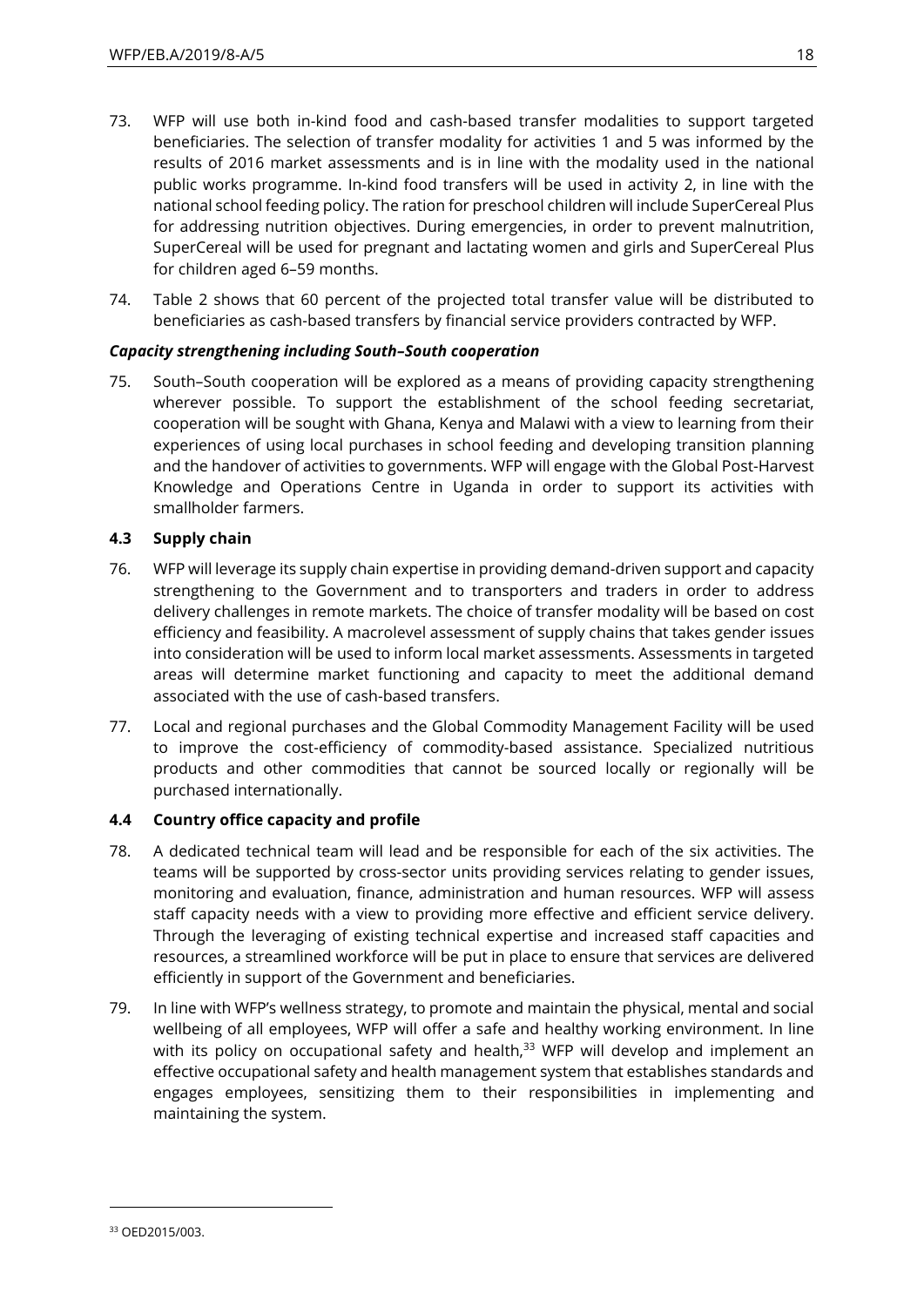73. WFP will use both in-kind food and cash-based transfer modalities to support targeted beneficiaries. The selection of transfer modality for activities 1 and 5 was informed by the results of 2016 market assessments and is in line with the modality used in the national public works programme. In-kind food transfers will be used in activity 2, in line with the national school feeding policy. The ration for preschool children will include SuperCereal Plus for addressing nutrition objectives. During emergencies, in order to prevent malnutrition, SuperCereal will be used for pregnant and lactating women and girls and SuperCereal Plus for children aged 6–59 months.

74. Table 2 shows that 60 percent of the projected total transfer value will be distributed to beneficiaries as cash-based transfers by financial service providers contracted by WFP.

***Capacity strengthening including South–South cooperation***

75. South–South cooperation will be explored as a means of providing capacity strengthening wherever possible. To support the establishment of the school feeding secretariat, cooperation will be sought with Ghana, Kenya and Malawi with a view to learning from their experiences of using local purchases in school feeding and developing transition planning and the handover of activities to governments. WFP will engage with the Global Post-Harvest Knowledge and Operations Centre in Uganda in order to support its activities with smallholder farmers.

### 4.3 Supply chain

76. WFP will leverage its supply chain expertise in providing demand-driven support and capacity strengthening to the Government and to transporters and traders in order to address delivery challenges in remote markets. The choice of transfer modality will be based on cost efficiency and feasibility. A macrolevel assessment of supply chains that takes gender issues into consideration will be used to inform local market assessments. Assessments in targeted areas will determine market functioning and capacity to meet the additional demand associated with the use of cash-based transfers.

77. Local and regional purchases and the Global Commodity Management Facility will be used to improve the cost-efficiency of commodity-based assistance. Specialized nutritious products and other commodities that cannot be sourced locally or regionally will be purchased internationally.

### 4.4 Country office capacity and profile

78. A dedicated technical team will lead and be responsible for each of the six activities. The teams will be supported by cross-sector units providing services relating to gender issues, monitoring and evaluation, finance, administration and human resources. WFP will assess staff capacity needs with a view to providing more effective and efficient service delivery. Through the leveraging of existing technical expertise and increased staff capacities and resources, a streamlined workforce will be put in place to ensure that services are delivered efficiently in support of the Government and beneficiaries.

79. In line with WFP's wellness strategy, to promote and maintain the physical, mental and social wellbeing of all employees, WFP will offer a safe and healthy working environment. In line with its policy on occupational safety and health,[33] WFP will develop and implement an effective occupational safety and health management system that establishes standards and engages employees, sensitizing them to their responsibilities in implementing and maintaining the system.

---

[33] OED2015/003.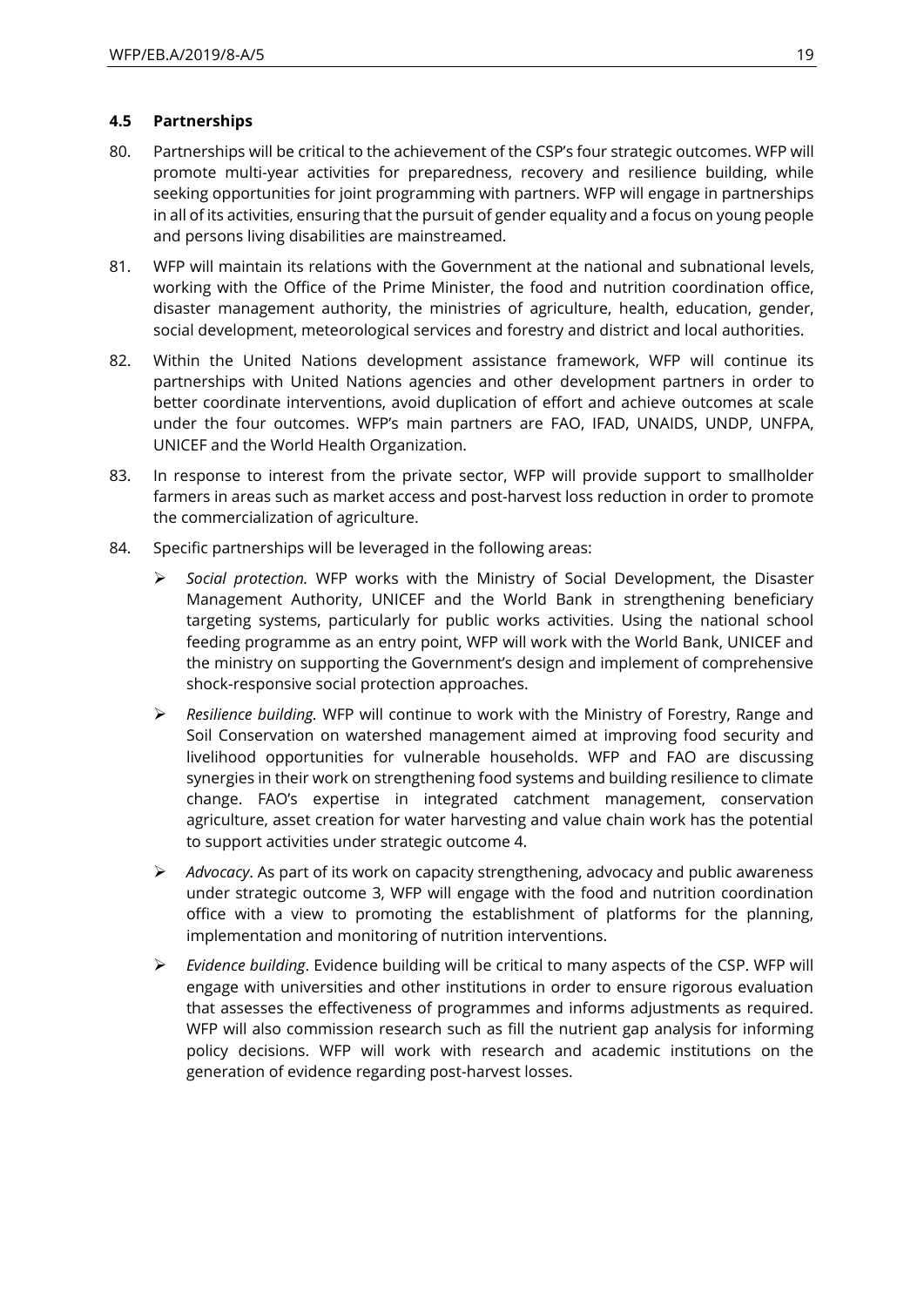### 4.5 Partnerships

80. Partnerships will be critical to the achievement of the CSP's four strategic outcomes. WFP will promote multi-year activities for preparedness, recovery and resilience building, while seeking opportunities for joint programming with partners. WFP will engage in partnerships in all of its activities, ensuring that the pursuit of gender equality and a focus on young people and persons living disabilities are mainstreamed.

81. WFP will maintain its relations with the Government at the national and subnational levels, working with the Office of the Prime Minister, the food and nutrition coordination office, disaster management authority, the ministries of agriculture, health, education, gender, social development, meteorological services and forestry and district and local authorities.

82. Within the United Nations development assistance framework, WFP will continue its partnerships with United Nations agencies and other development partners in order to better coordinate interventions, avoid duplication of effort and achieve outcomes at scale under the four outcomes. WFP's main partners are FAO, IFAD, UNAIDS, UNDP, UNFPA, UNICEF and the World Health Organization.

83. In response to interest from the private sector, WFP will provide support to smallholder farmers in areas such as market access and post-harvest loss reduction in order to promote the commercialization of agriculture.

84. Specific partnerships will be leveraged in the following areas:

   - *Social protection.* WFP works with the Ministry of Social Development, the Disaster Management Authority, UNICEF and the World Bank in strengthening beneficiary targeting systems, particularly for public works activities. Using the national school feeding programme as an entry point, WFP will work with the World Bank, UNICEF and the ministry on supporting the Government's design and implement of comprehensive shock-responsive social protection approaches.

   - *Resilience building.* WFP will continue to work with the Ministry of Forestry, Range and Soil Conservation on watershed management aimed at improving food security and livelihood opportunities for vulnerable households. WFP and FAO are discussing synergies in their work on strengthening food systems and building resilience to climate change. FAO's expertise in integrated catchment management, conservation agriculture, asset creation for water harvesting and value chain work has the potential to support activities under strategic outcome 4.

   - *Advocacy*. As part of its work on capacity strengthening, advocacy and public awareness under strategic outcome 3, WFP will engage with the food and nutrition coordination office with a view to promoting the establishment of platforms for the planning, implementation and monitoring of nutrition interventions.

   - *Evidence building*. Evidence building will be critical to many aspects of the CSP. WFP will engage with universities and other institutions in order to ensure rigorous evaluation that assesses the effectiveness of programmes and informs adjustments as required. WFP will also commission research such as fill the nutrient gap analysis for informing policy decisions. WFP will work with research and academic institutions on the generation of evidence regarding post-harvest losses.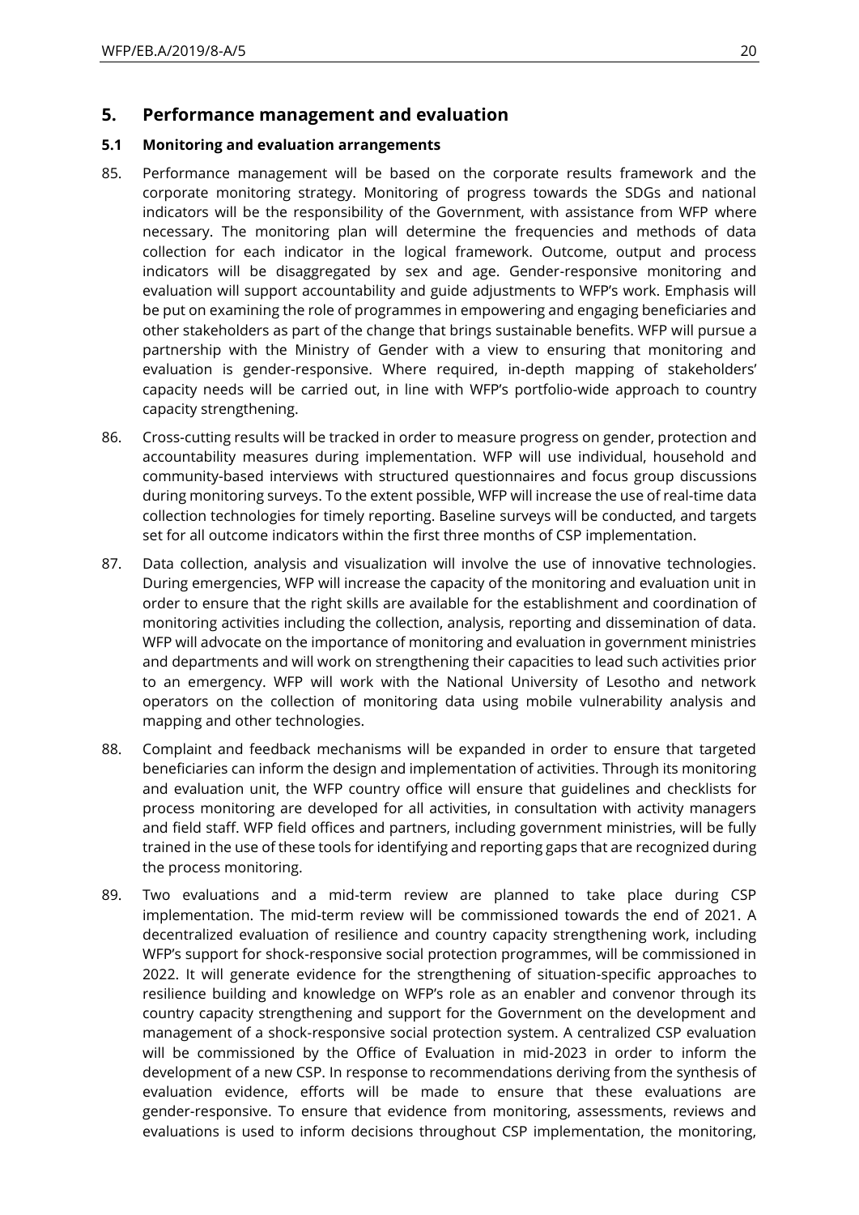## 5. Performance management and evaluation

### 5.1 Monitoring and evaluation arrangements

85. Performance management will be based on the corporate results framework and the corporate monitoring strategy. Monitoring of progress towards the SDGs and national indicators will be the responsibility of the Government, with assistance from WFP where necessary. The monitoring plan will determine the frequencies and methods of data collection for each indicator in the logical framework. Outcome, output and process indicators will be disaggregated by sex and age. Gender-responsive monitoring and evaluation will support accountability and guide adjustments to WFP's work. Emphasis will be put on examining the role of programmes in empowering and engaging beneficiaries and other stakeholders as part of the change that brings sustainable benefits. WFP will pursue a partnership with the Ministry of Gender with a view to ensuring that monitoring and evaluation is gender-responsive. Where required, in-depth mapping of stakeholders' capacity needs will be carried out, in line with WFP's portfolio-wide approach to country capacity strengthening.

86. Cross-cutting results will be tracked in order to measure progress on gender, protection and accountability measures during implementation. WFP will use individual, household and community-based interviews with structured questionnaires and focus group discussions during monitoring surveys. To the extent possible, WFP will increase the use of real-time data collection technologies for timely reporting. Baseline surveys will be conducted, and targets set for all outcome indicators within the first three months of CSP implementation.

87. Data collection, analysis and visualization will involve the use of innovative technologies. During emergencies, WFP will increase the capacity of the monitoring and evaluation unit in order to ensure that the right skills are available for the establishment and coordination of monitoring activities including the collection, analysis, reporting and dissemination of data. WFP will advocate on the importance of monitoring and evaluation in government ministries and departments and will work on strengthening their capacities to lead such activities prior to an emergency. WFP will work with the National University of Lesotho and network operators on the collection of monitoring data using mobile vulnerability analysis and mapping and other technologies.

88. Complaint and feedback mechanisms will be expanded in order to ensure that targeted beneficiaries can inform the design and implementation of activities. Through its monitoring and evaluation unit, the WFP country office will ensure that guidelines and checklists for process monitoring are developed for all activities, in consultation with activity managers and field staff. WFP field offices and partners, including government ministries, will be fully trained in the use of these tools for identifying and reporting gaps that are recognized during the process monitoring.

89. Two evaluations and a mid-term review are planned to take place during CSP implementation. The mid-term review will be commissioned towards the end of 2021. A decentralized evaluation of resilience and country capacity strengthening work, including WFP's support for shock-responsive social protection programmes, will be commissioned in 2022. It will generate evidence for the strengthening of situation-specific approaches to resilience building and knowledge on WFP's role as an enabler and convenor through its country capacity strengthening and support for the Government on the development and management of a shock-responsive social protection system. A centralized CSP evaluation will be commissioned by the Office of Evaluation in mid-2023 in order to inform the development of a new CSP. In response to recommendations deriving from the synthesis of evaluation evidence, efforts will be made to ensure that these evaluations are gender-responsive. To ensure that evidence from monitoring, assessments, reviews and evaluations is used to inform decisions throughout CSP implementation, the monitoring,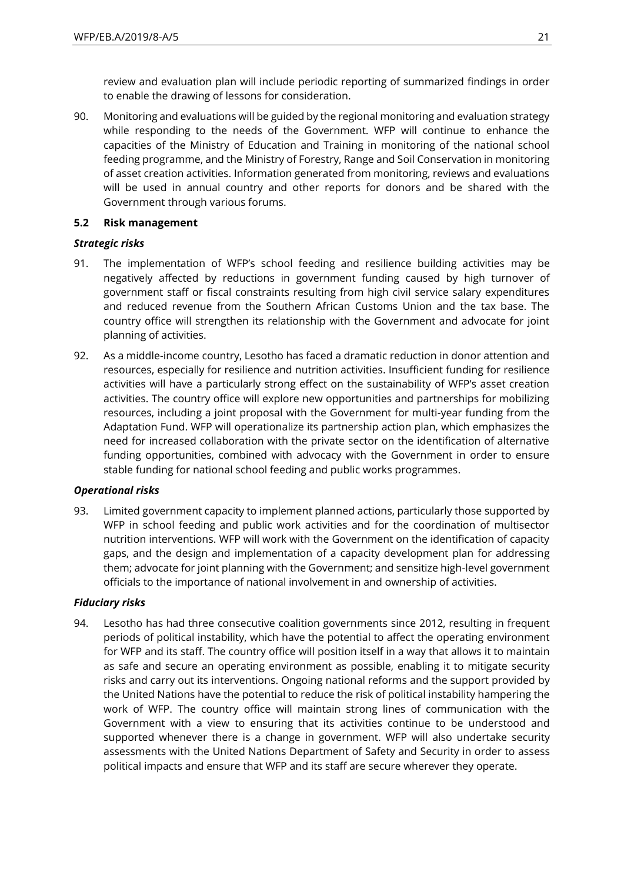review and evaluation plan will include periodic reporting of summarized findings in order to enable the drawing of lessons for consideration.

90. Monitoring and evaluations will be guided by the regional monitoring and evaluation strategy while responding to the needs of the Government. WFP will continue to enhance the capacities of the Ministry of Education and Training in monitoring of the national school feeding programme, and the Ministry of Forestry, Range and Soil Conservation in monitoring of asset creation activities. Information generated from monitoring, reviews and evaluations will be used in annual country and other reports for donors and be shared with the Government through various forums.

### 5.2 Risk management

***Strategic risks***

91. The implementation of WFP's school feeding and resilience building activities may be negatively affected by reductions in government funding caused by high turnover of government staff or fiscal constraints resulting from high civil service salary expenditures and reduced revenue from the Southern African Customs Union and the tax base. The country office will strengthen its relationship with the Government and advocate for joint planning of activities.

92. As a middle-income country, Lesotho has faced a dramatic reduction in donor attention and resources, especially for resilience and nutrition activities. Insufficient funding for resilience activities will have a particularly strong effect on the sustainability of WFP's asset creation activities. The country office will explore new opportunities and partnerships for mobilizing resources, including a joint proposal with the Government for multi-year funding from the Adaptation Fund. WFP will operationalize its partnership action plan, which emphasizes the need for increased collaboration with the private sector on the identification of alternative funding opportunities, combined with advocacy with the Government in order to ensure stable funding for national school feeding and public works programmes.

***Operational risks***

93. Limited government capacity to implement planned actions, particularly those supported by WFP in school feeding and public work activities and for the coordination of multisector nutrition interventions. WFP will work with the Government on the identification of capacity gaps, and the design and implementation of a capacity development plan for addressing them; advocate for joint planning with the Government; and sensitize high-level government officials to the importance of national involvement in and ownership of activities.

***Fiduciary risks***

94. Lesotho has had three consecutive coalition governments since 2012, resulting in frequent periods of political instability, which have the potential to affect the operating environment for WFP and its staff. The country office will position itself in a way that allows it to maintain as safe and secure an operating environment as possible, enabling it to mitigate security risks and carry out its interventions. Ongoing national reforms and the support provided by the United Nations have the potential to reduce the risk of political instability hampering the work of WFP. The country office will maintain strong lines of communication with the Government with a view to ensuring that its activities continue to be understood and supported whenever there is a change in government. WFP will also undertake security assessments with the United Nations Department of Safety and Security in order to assess political impacts and ensure that WFP and its staff are secure wherever they operate.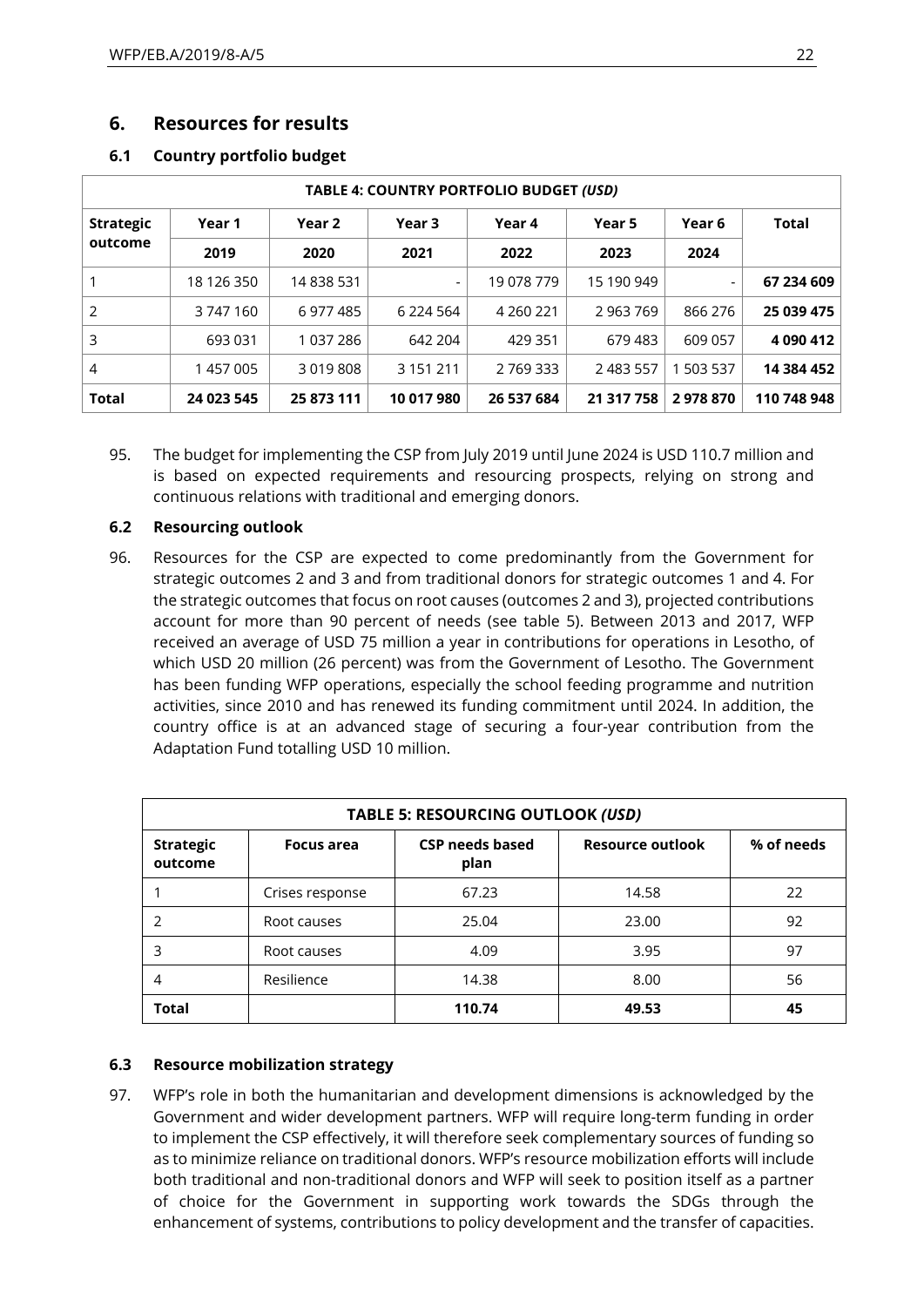## 6. Resources for results

### 6.1 Country portfolio budget

| TABLE 4: COUNTRY PORTFOLIO BUDGET *(USD)* | | | | | | | |
|---|---|---|---|---|---|---|---|
| **Strategic outcome** | **Year 1** | **Year 2** | **Year 3** | **Year 4** | **Year 5** | **Year 6** | **Total** |
| | **2019** | **2020** | **2021** | **2022** | **2023** | **2024** | |
| 1 | 18 126 350 | 14 838 531 | - | 19 078 779 | 15 190 949 | - | **67 234 609** |
| 2 | 3 747 160 | 6 977 485 | 6 224 564 | 4 260 221 | 2 963 769 | 866 276 | **25 039 475** |
| 3 | 693 031 | 1 037 286 | 642 204 | 429 351 | 679 483 | 609 057 | **4 090 412** |
| 4 | 1 457 005 | 3 019 808 | 3 151 211 | 2 769 333 | 2 483 557 | 1 503 537 | **14 384 452** |
| **Total** | **24 023 545** | **25 873 111** | **10 017 980** | **26 537 684** | **21 317 758** | **2 978 870** | **110 748 948** |

95. The budget for implementing the CSP from July 2019 until June 2024 is USD 110.7 million and is based on expected requirements and resourcing prospects, relying on strong and continuous relations with traditional and emerging donors.

### 6.2 Resourcing outlook

96. Resources for the CSP are expected to come predominantly from the Government for strategic outcomes 2 and 3 and from traditional donors for strategic outcomes 1 and 4. For the strategic outcomes that focus on root causes (outcomes 2 and 3), projected contributions account for more than 90 percent of needs (see table 5). Between 2013 and 2017, WFP received an average of USD 75 million a year in contributions for operations in Lesotho, of which USD 20 million (26 percent) was from the Government of Lesotho. The Government has been funding WFP operations, especially the school feeding programme and nutrition activities, since 2010 and has renewed its funding commitment until 2024. In addition, the country office is at an advanced stage of securing a four-year contribution from the Adaptation Fund totalling USD 10 million.

| TABLE 5: RESOURCING OUTLOOK *(USD)* | | | | |
|---|---|---|---|---|
| **Strategic outcome** | **Focus area** | **CSP needs based plan** | **Resource outlook** | **% of needs** |
| 1 | Crises response | 67.23 | 14.58 | 22 |
| 2 | Root causes | 25.04 | 23.00 | 92 |
| 3 | Root causes | 4.09 | 3.95 | 97 |
| 4 | Resilience | 14.38 | 8.00 | 56 |
| **Total** | | **110.74** | **49.53** | **45** |

### 6.3 Resource mobilization strategy

97. WFP's role in both the humanitarian and development dimensions is acknowledged by the Government and wider development partners. WFP will require long-term funding in order to implement the CSP effectively, it will therefore seek complementary sources of funding so as to minimize reliance on traditional donors. WFP's resource mobilization efforts will include both traditional and non-traditional donors and WFP will seek to position itself as a partner of choice for the Government in supporting work towards the SDGs through the enhancement of systems, contributions to policy development and the transfer of capacities.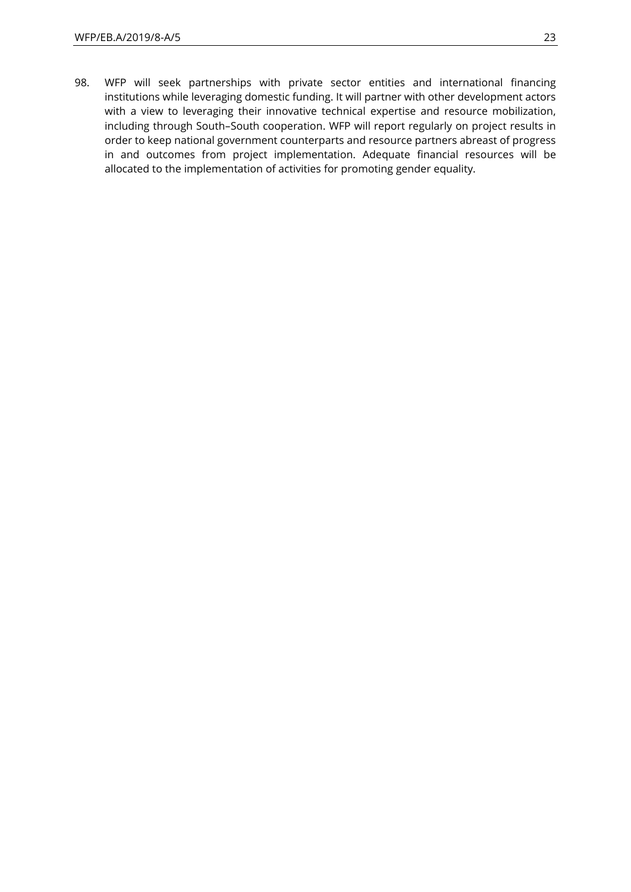98. WFP will seek partnerships with private sector entities and international financing institutions while leveraging domestic funding. It will partner with other development actors with a view to leveraging their innovative technical expertise and resource mobilization, including through South–South cooperation. WFP will report regularly on project results in order to keep national government counterparts and resource partners abreast of progress in and outcomes from project implementation. Adequate financial resources will be allocated to the implementation of activities for promoting gender equality.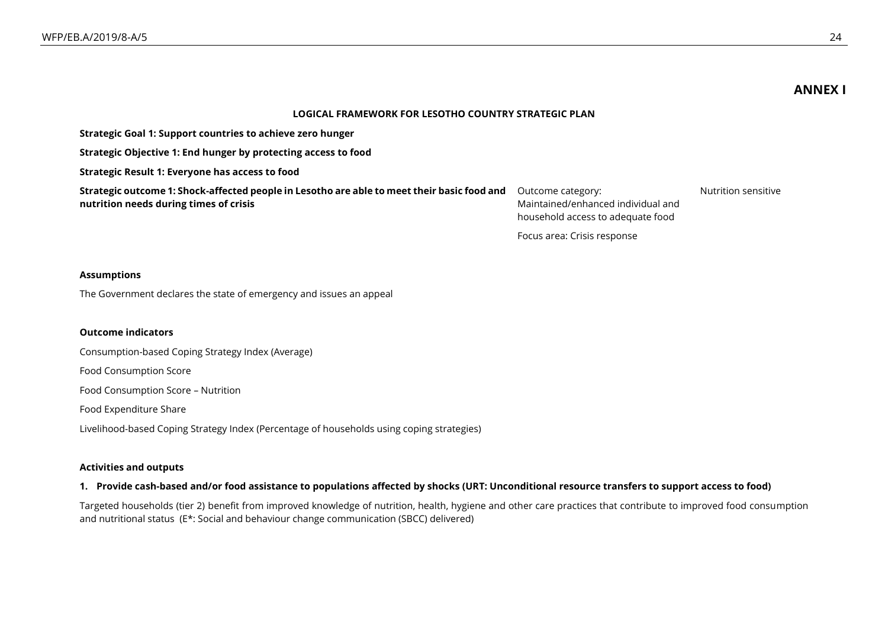# ANNEX I

**LOGICAL FRAMEWORK FOR LESOTHO COUNTRY STRATEGIC PLAN**

**Strategic Goal 1: Support countries to achieve zero hunger**

**Strategic Objective 1: End hunger by protecting access to food**

**Strategic Result 1: Everyone has access to food**

| | | |
|---|---|---|
| **Strategic outcome 1: Shock-affected people in Lesotho are able to meet their basic food and nutrition needs during times of crisis** | Outcome category: Maintained/enhanced individual and household access to adequate food<br><br>Focus area: Crisis response | Nutrition sensitive |

**Assumptions**

The Government declares the state of emergency and issues an appeal

**Outcome indicators**

Consumption-based Coping Strategy Index (Average)

Food Consumption Score

Food Consumption Score – Nutrition

Food Expenditure Share

Livelihood-based Coping Strategy Index (Percentage of households using coping strategies)

**Activities and outputs**

**1. Provide cash-based and/or food assistance to populations affected by shocks (URT: Unconditional resource transfers to support access to food)**

Targeted households (tier 2) benefit from improved knowledge of nutrition, health, hygiene and other care practices that contribute to improved food consumption and nutritional status (E*: Social and behaviour change communication (SBCC) delivered)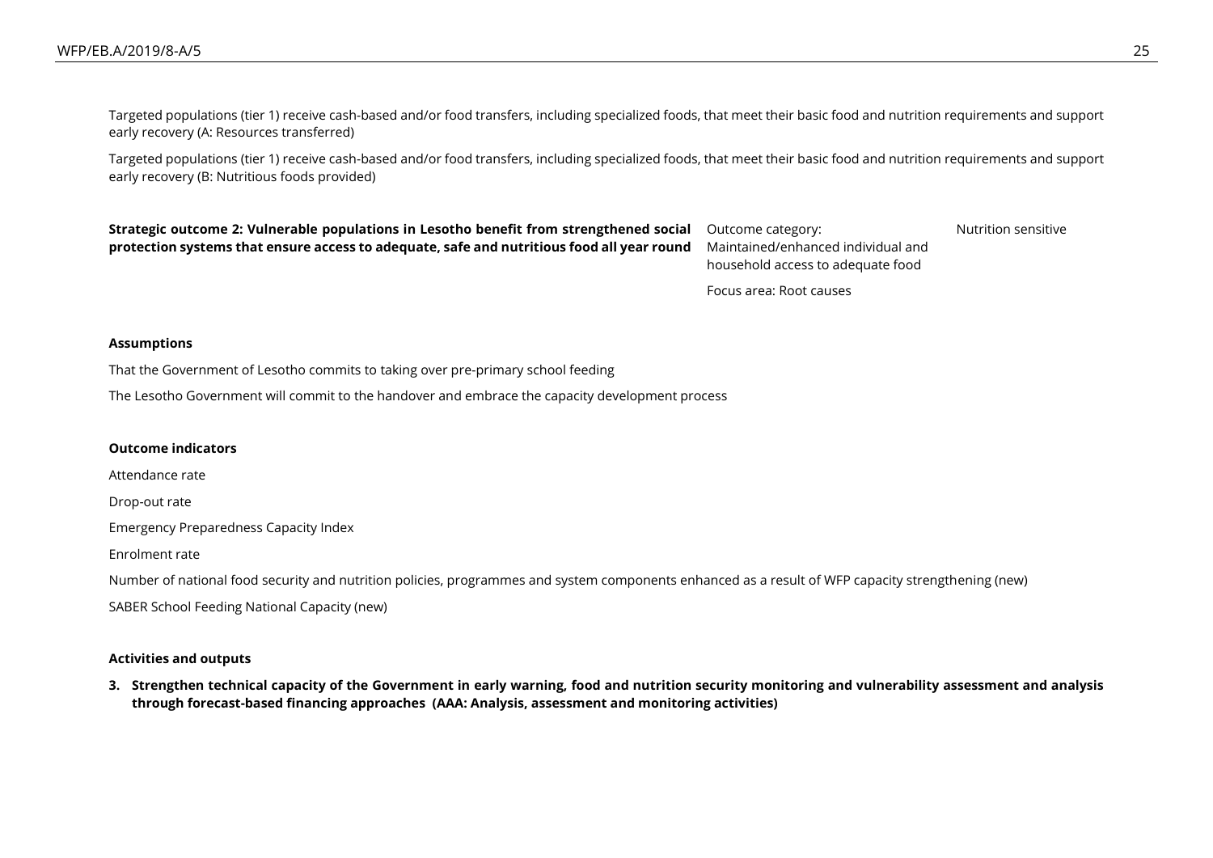Targeted populations (tier 1) receive cash-based and/or food transfers, including specialized foods, that meet their basic food and nutrition requirements and support early recovery (A: Resources transferred)

Targeted populations (tier 1) receive cash-based and/or food transfers, including specialized foods, that meet their basic food and nutrition requirements and support early recovery (B: Nutritious foods provided)

| **Strategic outcome 2: Vulnerable populations in Lesotho benefit from strengthened social protection systems that ensure access to adequate, safe and nutritious food all year round** | Outcome category: Maintained/enhanced individual and household access to adequate food<br><br>Focus area: Root causes | Nutrition sensitive |
|---|---|---|

**Assumptions**

That the Government of Lesotho commits to taking over pre-primary school feeding

The Lesotho Government will commit to the handover and embrace the capacity development process

**Outcome indicators**

Attendance rate

Drop-out rate

Emergency Preparedness Capacity Index

Enrolment rate

Number of national food security and nutrition policies, programmes and system components enhanced as a result of WFP capacity strengthening (new)

SABER School Feeding National Capacity (new)

**Activities and outputs**

**3. Strengthen technical capacity of the Government in early warning, food and nutrition security monitoring and vulnerability assessment and analysis through forecast-based financing approaches (AAA: Analysis, assessment and monitoring activities)**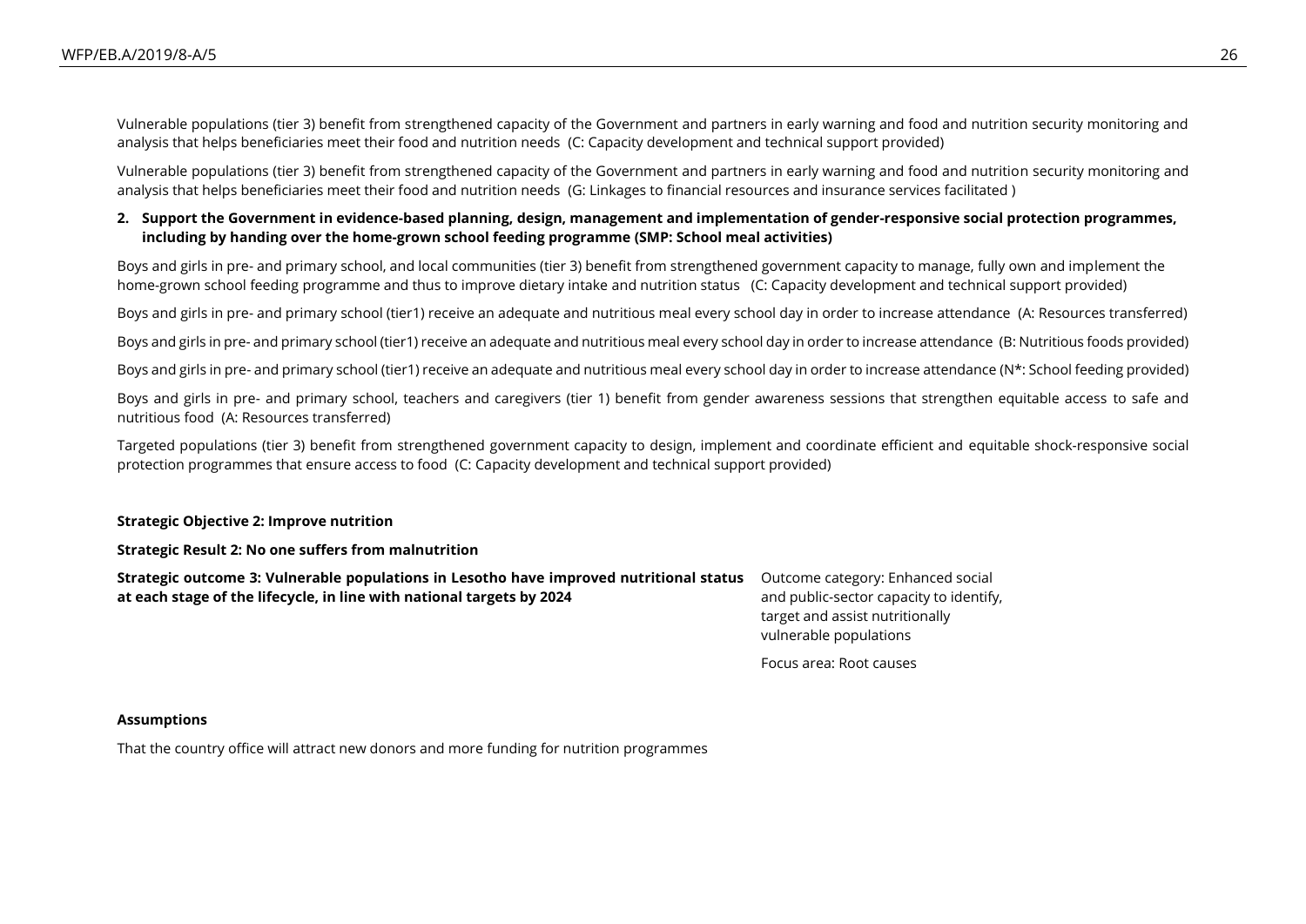Vulnerable populations (tier 3) benefit from strengthened capacity of the Government and partners in early warning and food and nutrition security monitoring and analysis that helps beneficiaries meet their food and nutrition needs (C: Capacity development and technical support provided)

Vulnerable populations (tier 3) benefit from strengthened capacity of the Government and partners in early warning and food and nutrition security monitoring and analysis that helps beneficiaries meet their food and nutrition needs (G: Linkages to financial resources and insurance services facilitated )

**2. Support the Government in evidence-based planning, design, management and implementation of gender-responsive social protection programmes, including by handing over the home-grown school feeding programme (SMP: School meal activities)**

Boys and girls in pre- and primary school, and local communities (tier 3) benefit from strengthened government capacity to manage, fully own and implement the home-grown school feeding programme and thus to improve dietary intake and nutrition status (C: Capacity development and technical support provided)

Boys and girls in pre- and primary school (tier1) receive an adequate and nutritious meal every school day in order to increase attendance (A: Resources transferred)

Boys and girls in pre- and primary school (tier1) receive an adequate and nutritious meal every school day in order to increase attendance (B: Nutritious foods provided)

Boys and girls in pre- and primary school (tier1) receive an adequate and nutritious meal every school day in order to increase attendance (N*: School feeding provided)

Boys and girls in pre- and primary school, teachers and caregivers (tier 1) benefit from gender awareness sessions that strengthen equitable access to safe and nutritious food (A: Resources transferred)

Targeted populations (tier 3) benefit from strengthened government capacity to design, implement and coordinate efficient and equitable shock-responsive social protection programmes that ensure access to food (C: Capacity development and technical support provided)

**Strategic Objective 2: Improve nutrition**

**Strategic Result 2: No one suffers from malnutrition**

**Strategic outcome 3: Vulnerable populations in Lesotho have improved nutritional status at each stage of the lifecycle, in line with national targets by 2024**

Outcome category: Enhanced social and public-sector capacity to identify, target and assist nutritionally vulnerable populations

Focus area: Root causes

**Assumptions**

That the country office will attract new donors and more funding for nutrition programmes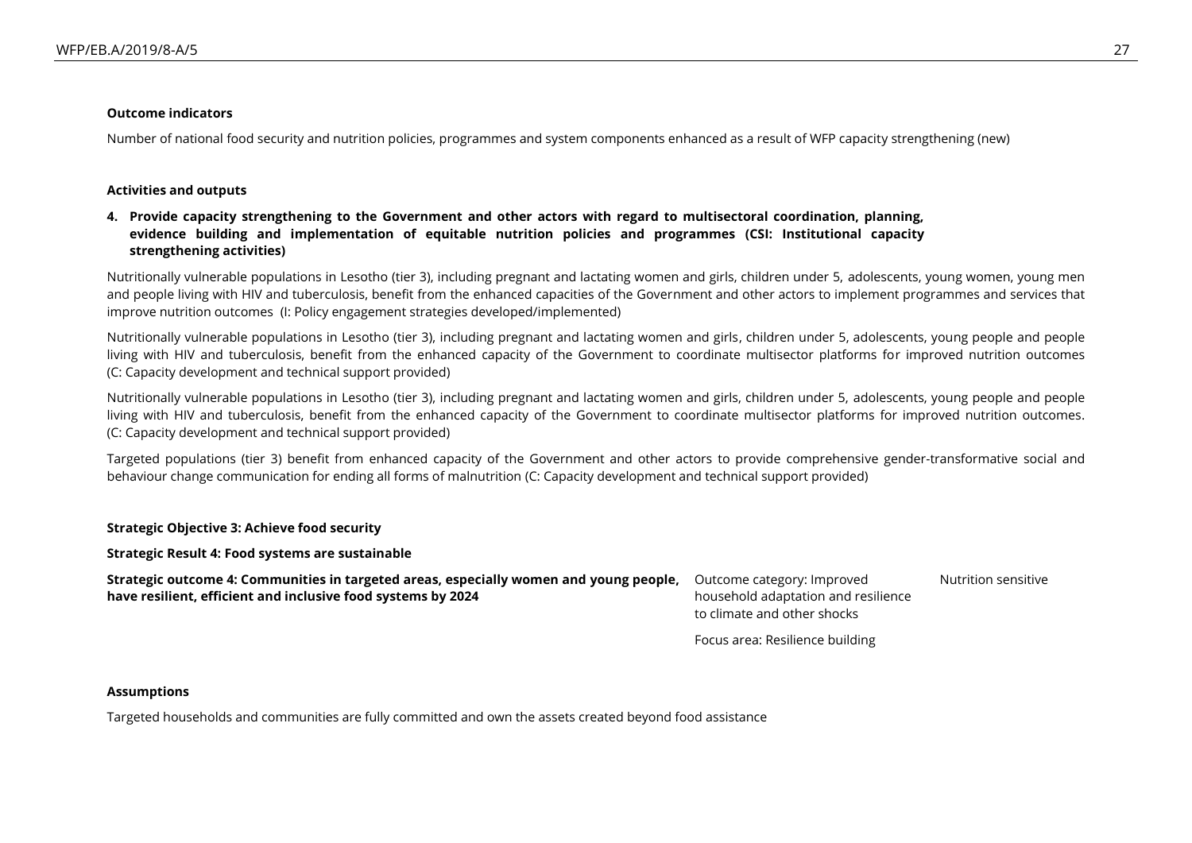**Outcome indicators**

Number of national food security and nutrition policies, programmes and system components enhanced as a result of WFP capacity strengthening (new)

**Activities and outputs**

**4. Provide capacity strengthening to the Government and other actors with regard to multisectoral coordination, planning, evidence building and implementation of equitable nutrition policies and programmes (CSI: Institutional capacity strengthening activities)**

Nutritionally vulnerable populations in Lesotho (tier 3), including pregnant and lactating women and girls, children under 5, adolescents, young women, young men and people living with HIV and tuberculosis, benefit from the enhanced capacities of the Government and other actors to implement programmes and services that improve nutrition outcomes (I: Policy engagement strategies developed/implemented)

Nutritionally vulnerable populations in Lesotho (tier 3), including pregnant and lactating women and girls, children under 5, adolescents, young people and people living with HIV and tuberculosis, benefit from the enhanced capacity of the Government to coordinate multisector platforms for improved nutrition outcomes (C: Capacity development and technical support provided)

Nutritionally vulnerable populations in Lesotho (tier 3), including pregnant and lactating women and girls, children under 5, adolescents, young people and people living with HIV and tuberculosis, benefit from the enhanced capacity of the Government to coordinate multisector platforms for improved nutrition outcomes. (C: Capacity development and technical support provided)

Targeted populations (tier 3) benefit from enhanced capacity of the Government and other actors to provide comprehensive gender-transformative social and behaviour change communication for ending all forms of malnutrition (C: Capacity development and technical support provided)

**Strategic Objective 3: Achieve food security**

**Strategic Result 4: Food systems are sustainable**

| | | |
|---|---|---|
| **Strategic outcome 4: Communities in targeted areas, especially women and young people, have resilient, efficient and inclusive food systems by 2024** | Outcome category: Improved household adaptation and resilience to climate and other shocks<br><br>Focus area: Resilience building | Nutrition sensitive |

**Assumptions**

Targeted households and communities are fully committed and own the assets created beyond food assistance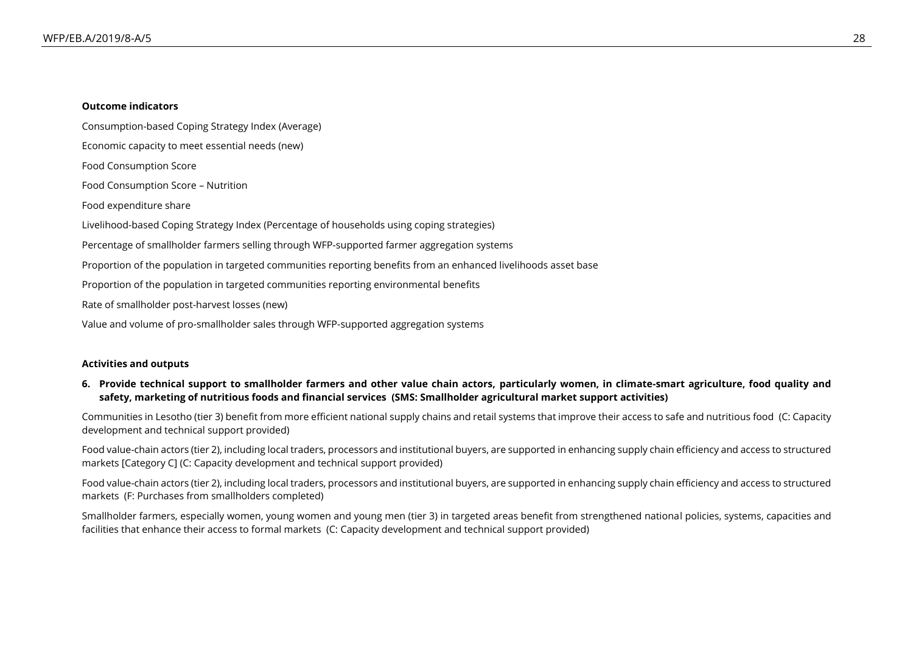**Outcome indicators**

Consumption-based Coping Strategy Index (Average)

Economic capacity to meet essential needs (new)

Food Consumption Score

Food Consumption Score – Nutrition

Food expenditure share

Livelihood-based Coping Strategy Index (Percentage of households using coping strategies)

Percentage of smallholder farmers selling through WFP-supported farmer aggregation systems

Proportion of the population in targeted communities reporting benefits from an enhanced livelihoods asset base

Proportion of the population in targeted communities reporting environmental benefits

Rate of smallholder post-harvest losses (new)

Value and volume of pro-smallholder sales through WFP-supported aggregation systems

**Activities and outputs**

**6. Provide technical support to smallholder farmers and other value chain actors, particularly women, in climate-smart agriculture, food quality and safety, marketing of nutritious foods and financial services (SMS: Smallholder agricultural market support activities)**

Communities in Lesotho (tier 3) benefit from more efficient national supply chains and retail systems that improve their access to safe and nutritious food (C: Capacity development and technical support provided)

Food value-chain actors (tier 2), including local traders, processors and institutional buyers, are supported in enhancing supply chain efficiency and access to structured markets [Category C] (C: Capacity development and technical support provided)

Food value-chain actors (tier 2), including local traders, processors and institutional buyers, are supported in enhancing supply chain efficiency and access to structured markets (F: Purchases from smallholders completed)

Smallholder farmers, especially women, young women and young men (tier 3) in targeted areas benefit from strengthened national policies, systems, capacities and facilities that enhance their access to formal markets (C: Capacity development and technical support provided)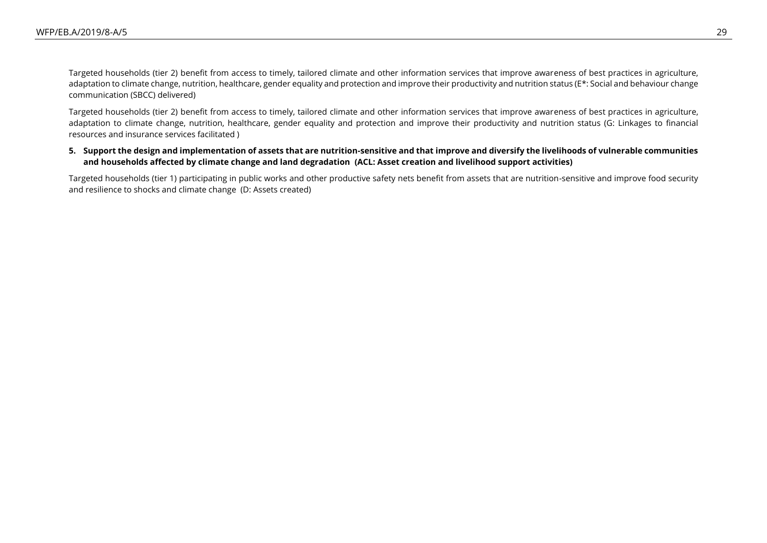Targeted households (tier 2) benefit from access to timely, tailored climate and other information services that improve awareness of best practices in agriculture, adaptation to climate change, nutrition, healthcare, gender equality and protection and improve their productivity and nutrition status (E*: Social and behaviour change communication (SBCC) delivered)

Targeted households (tier 2) benefit from access to timely, tailored climate and other information services that improve awareness of best practices in agriculture, adaptation to climate change, nutrition, healthcare, gender equality and protection and improve their productivity and nutrition status (G: Linkages to financial resources and insurance services facilitated )

5. **Support the design and implementation of assets that are nutrition-sensitive and that improve and diversify the livelihoods of vulnerable communities and households affected by climate change and land degradation (ACL: Asset creation and livelihood support activities)**

Targeted households (tier 1) participating in public works and other productive safety nets benefit from assets that are nutrition-sensitive and improve food security and resilience to shocks and climate change (D: Assets created)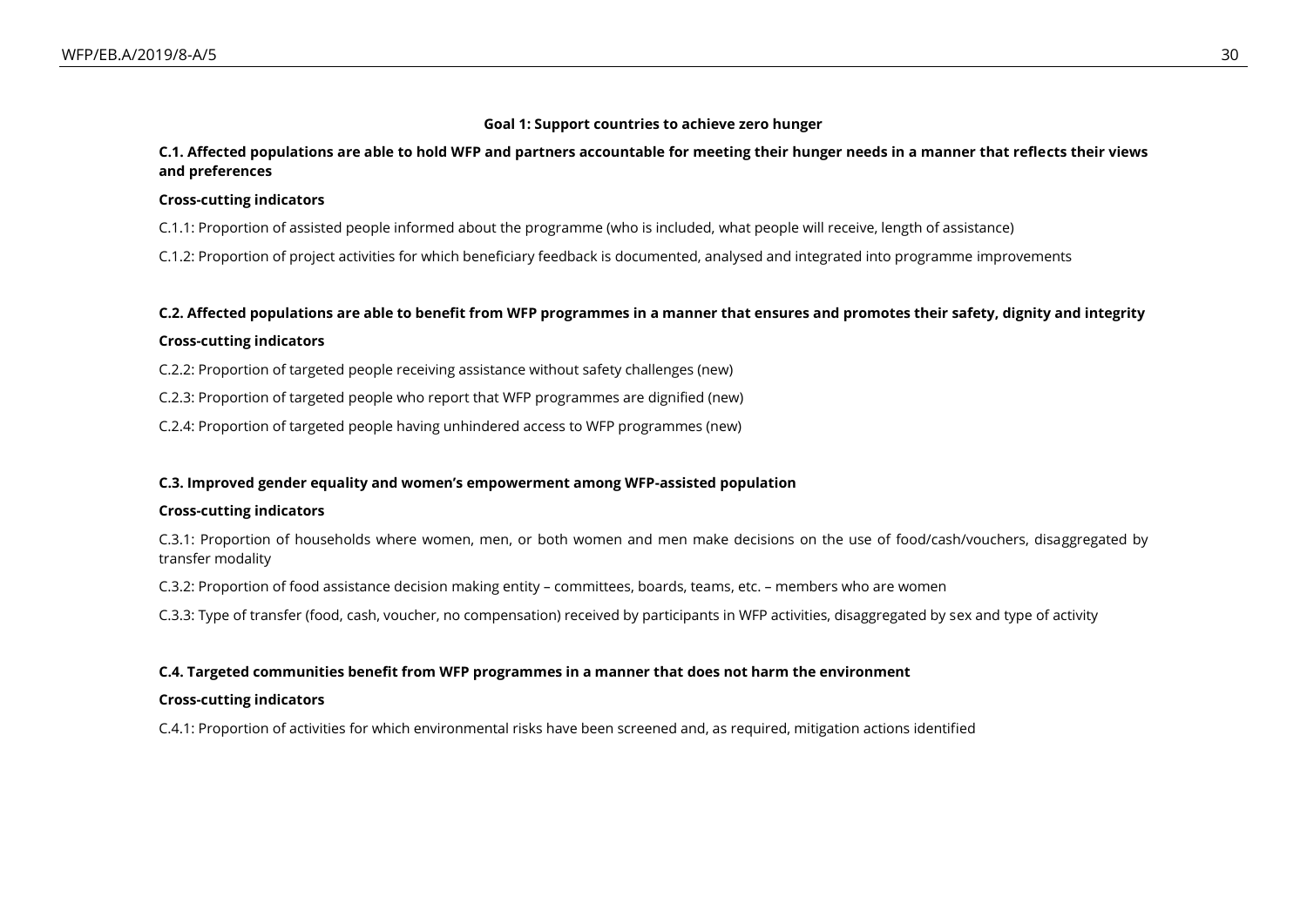**Goal 1: Support countries to achieve zero hunger**

**C.1. Affected populations are able to hold WFP and partners accountable for meeting their hunger needs in a manner that reflects their views and preferences**

**Cross-cutting indicators**

C.1.1: Proportion of assisted people informed about the programme (who is included, what people will receive, length of assistance)

C.1.2: Proportion of project activities for which beneficiary feedback is documented, analysed and integrated into programme improvements

**C.2. Affected populations are able to benefit from WFP programmes in a manner that ensures and promotes their safety, dignity and integrity**

**Cross-cutting indicators**

C.2.2: Proportion of targeted people receiving assistance without safety challenges (new)

C.2.3: Proportion of targeted people who report that WFP programmes are dignified (new)

C.2.4: Proportion of targeted people having unhindered access to WFP programmes (new)

**C.3. Improved gender equality and women's empowerment among WFP-assisted population**

**Cross-cutting indicators**

C.3.1: Proportion of households where women, men, or both women and men make decisions on the use of food/cash/vouchers, disaggregated by transfer modality

C.3.2: Proportion of food assistance decision making entity – committees, boards, teams, etc. – members who are women

C.3.3: Type of transfer (food, cash, voucher, no compensation) received by participants in WFP activities, disaggregated by sex and type of activity

**C.4. Targeted communities benefit from WFP programmes in a manner that does not harm the environment**

**Cross-cutting indicators**

C.4.1: Proportion of activities for which environmental risks have been screened and, as required, mitigation actions identified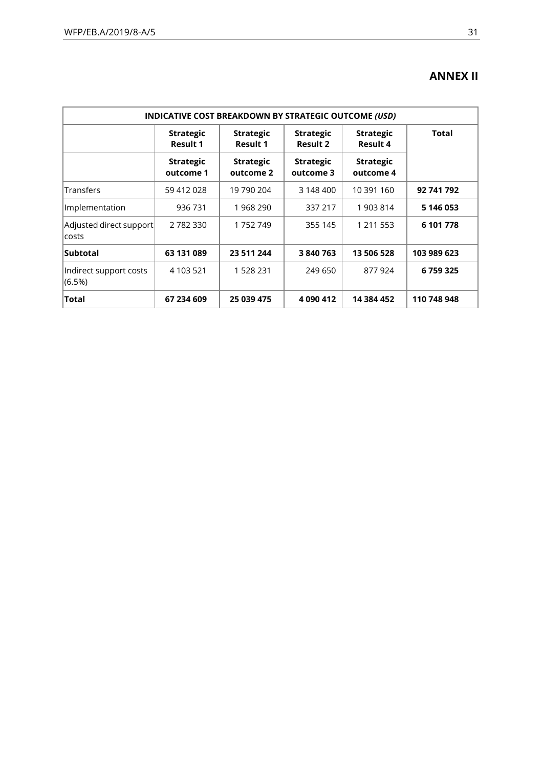## ANNEX II

| INDICATIVE COST BREAKDOWN BY STRATEGIC OUTCOME *(USD)* | | | | | |
|---|---|---|---|---|---|
| | **Strategic Result 1** | **Strategic Result 1** | **Strategic Result 2** | **Strategic Result 4** | **Total** |
| | **Strategic outcome 1** | **Strategic outcome 2** | **Strategic outcome 3** | **Strategic outcome 4** | |
| Transfers | 59 412 028 | 19 790 204 | 3 148 400 | 10 391 160 | **92 741 792** |
| Implementation | 936 731 | 1 968 290 | 337 217 | 1 903 814 | **5 146 053** |
| Adjusted direct support costs | 2 782 330 | 1 752 749 | 355 145 | 1 211 553 | **6 101 778** |
| **Subtotal** | **63 131 089** | **23 511 244** | **3 840 763** | **13 506 528** | **103 989 623** |
| Indirect support costs (6.5%) | 4 103 521 | 1 528 231 | 249 650 | 877 924 | **6 759 325** |
| **Total** | **67 234 609** | **25 039 475** | **4 090 412** | **14 384 452** | **110 748 948** |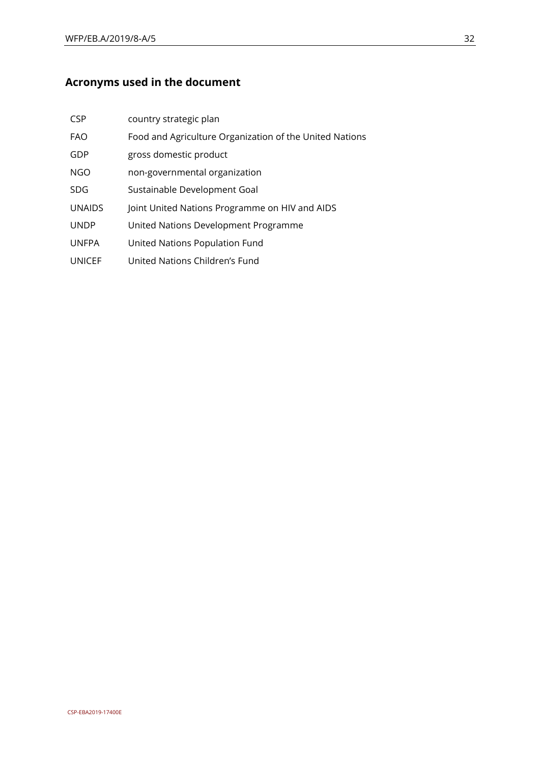## Acronyms used in the document

| | |
|---|---|
| CSP | country strategic plan |
| FAO | Food and Agriculture Organization of the United Nations |
| GDP | gross domestic product |
| NGO | non-governmental organization |
| SDG | Sustainable Development Goal |
| UNAIDS | Joint United Nations Programme on HIV and AIDS |
| UNDP | United Nations Development Programme |
| UNFPA | United Nations Population Fund |
| UNICEF | United Nations Children's Fund |

CSP-EBA2019-17400E